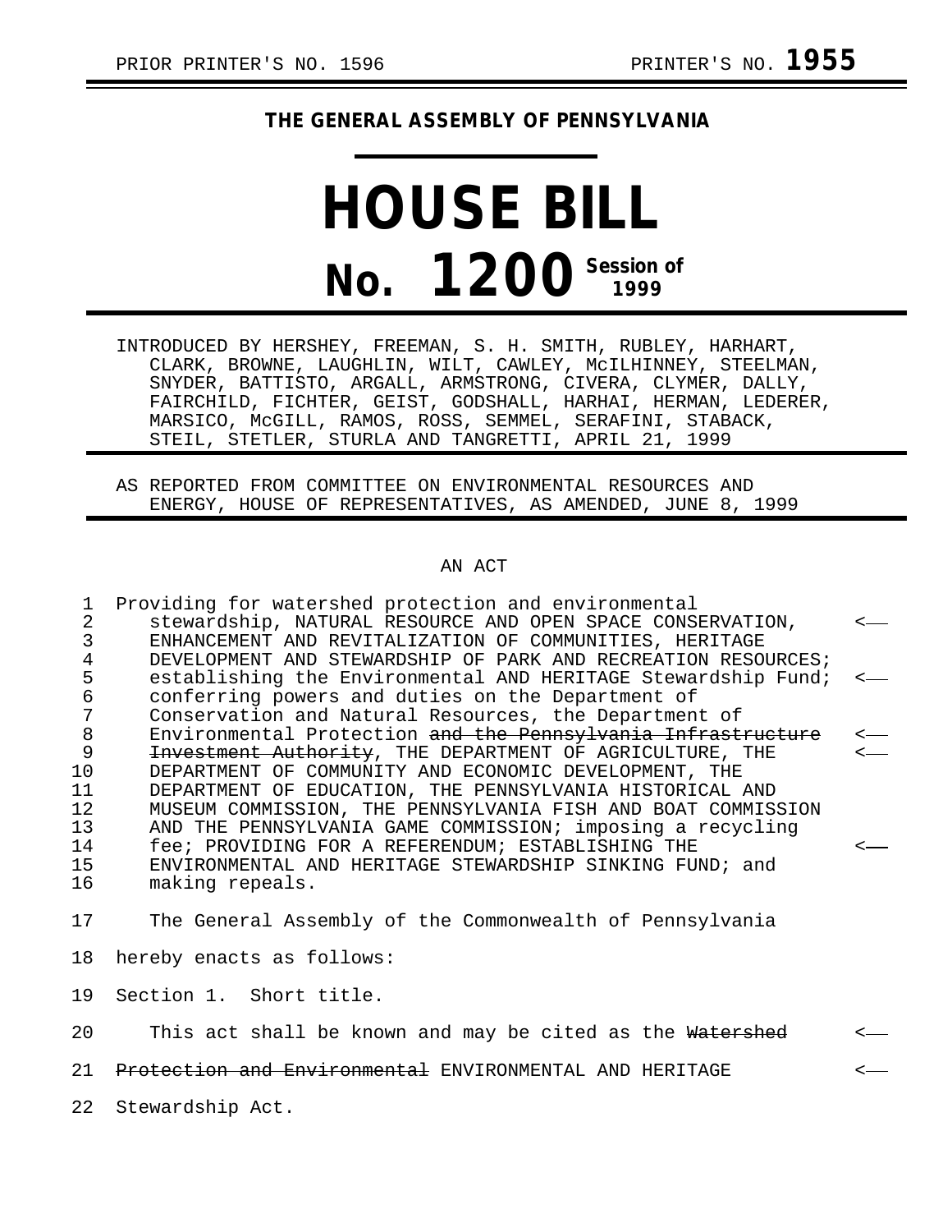PRIOR PRINTER'S NO. 1596 PRINTER'S NO. **1955**

**THE GENERAL ASSEMBLY OF PENNSYLVANIA**

# HOUSE BILL

# No. 1200 Session of 1999

INTRODUCED BY HERSHEY, FREEMAN, S. H. SMITH, RUBLEY, HARHART, CLARK, BROWNE, LAUGHLIN, WILT, CAWLEY, McILHINNEY, STEELMAN, SNYDER, BATTISTO, ARGALL, ARMSTRONG, CIVERA, CLYMER, DALLY, FAIRCHILD, FICHTER, GEIST, GODSHALL, HARHAI, HERMAN, LEDERER, MARSICO, McGILL, RAMOS, ROSS, SEMMEL, SERAFINI, STABACK, STEIL, STETLER, STURLA AND TANGRETTI, APRIL 21, 1999

AS REPORTED FROM COMMITTEE ON ENVIRONMENTAL RESOURCES AND ENERGY, HOUSE OF REPRESENTATIVES, AS AMENDED, JUNE 8, 1999

AN ACT

Providing for watershed protection and environmental stewardship, NATURAL RESOURCE AND OPEN SPACE CONSERVATION, ENHANCEMENT AND REVITALIZATION OF COMMUNITIES, HERITAGE DEVELOPMENT AND STEWARDSHIP OF PARK AND RECREATION RESOURCES; establishing the Environmental AND HERITAGE Stewardship Fund; conferring powers and duties on the Department of Conservation and Natural Resources, the Department of Environmental Protection ~~and the Pennsylvania Infrastructure Investment Authority~~, THE DEPARTMENT OF AGRICULTURE, THE DEPARTMENT OF COMMUNITY AND ECONOMIC DEVELOPMENT, THE DEPARTMENT OF EDUCATION, THE PENNSYLVANIA HISTORICAL AND MUSEUM COMMISSION, THE PENNSYLVANIA FISH AND BOAT COMMISSION AND THE PENNSYLVANIA GAME COMMISSION; imposing a recycling fee; PROVIDING FOR A REFERENDUM; ESTABLISHING THE ENVIRONMENTAL AND HERITAGE STEWARDSHIP SINKING FUND; and making repeals.

The General Assembly of the Commonwealth of Pennsylvania hereby enacts as follows:

Section 1. Short title.

This act shall be known and may be cited as the ~~Watershed Protection and Environmental~~ ENVIRONMENTAL AND HERITAGE Stewardship Act.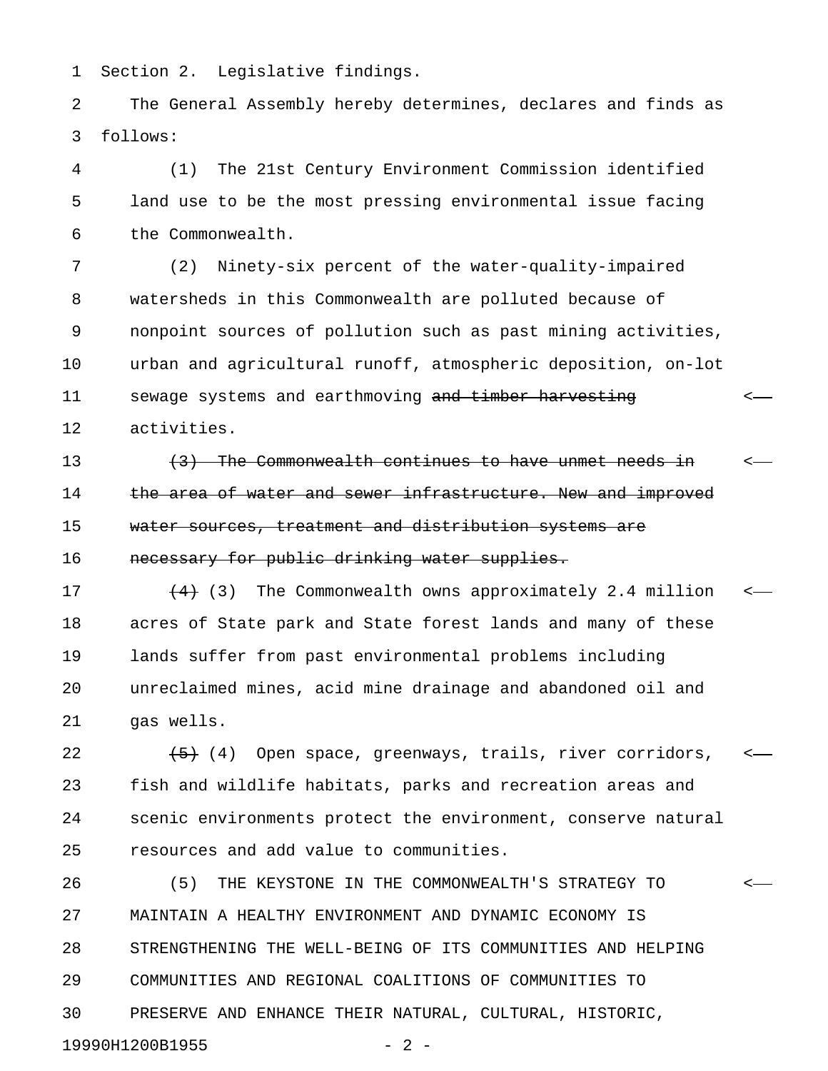Section 2. Legislative findings.

The General Assembly hereby determines, declares and finds as follows:

(1) The 21st Century Environment Commission identified land use to be the most pressing environmental issue facing the Commonwealth.

(2) Ninety-six percent of the water-quality-impaired watersheds in this Commonwealth are polluted because of nonpoint sources of pollution such as past mining activities, urban and agricultural runoff, atmospheric deposition, on-lot sewage systems and earthmoving ~~and timber harvesting~~ activities.

~~(3) The Commonwealth continues to have unmet needs in the area of water and sewer infrastructure. New and improved water sources, treatment and distribution systems are necessary for public drinking water supplies.~~

~~(4)~~ (3) The Commonwealth owns approximately 2.4 million acres of State park and State forest lands and many of these lands suffer from past environmental problems including unreclaimed mines, acid mine drainage and abandoned oil and gas wells.

~~(5)~~ (4) Open space, greenways, trails, river corridors, fish and wildlife habitats, parks and recreation areas and scenic environments protect the environment, conserve natural resources and add value to communities.

(5) THE KEYSTONE IN THE COMMONWEALTH'S STRATEGY TO MAINTAIN A HEALTHY ENVIRONMENT AND DYNAMIC ECONOMY IS STRENGTHENING THE WELL-BEING OF ITS COMMUNITIES AND HELPING COMMUNITIES AND REGIONAL COALITIONS OF COMMUNITIES TO PRESERVE AND ENHANCE THEIR NATURAL, CULTURAL, HISTORIC,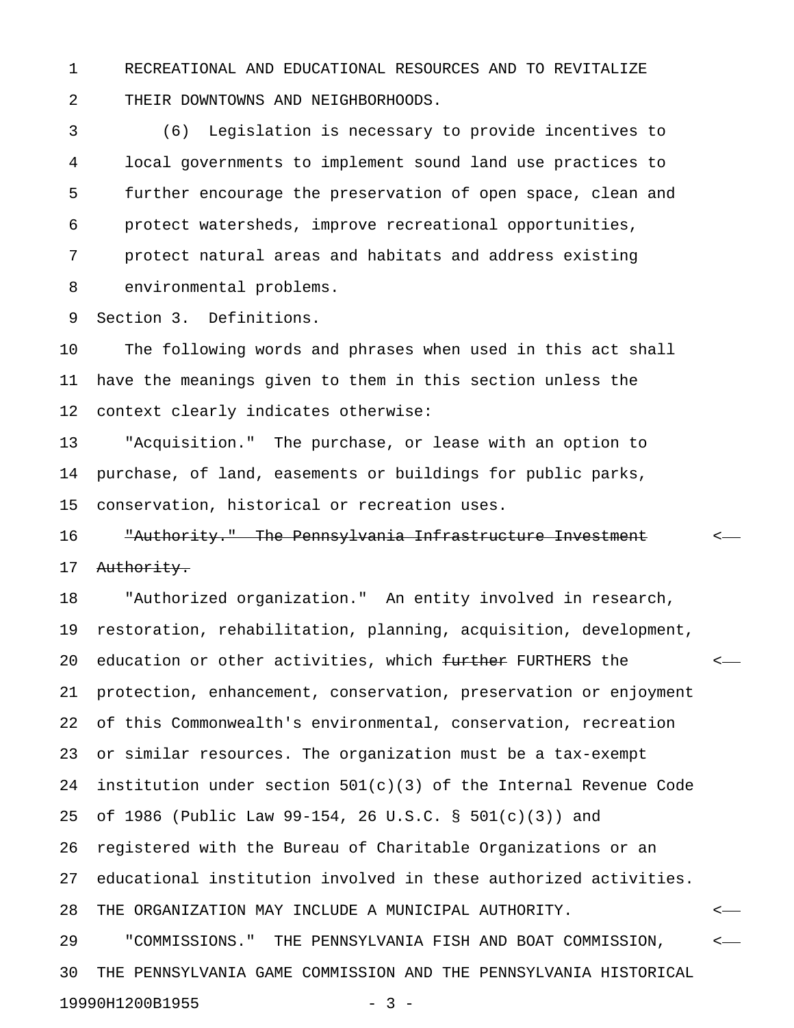RECREATIONAL AND EDUCATIONAL RESOURCES AND TO REVITALIZE THEIR DOWNTOWNS AND NEIGHBORHOODS.

(6) Legislation is necessary to provide incentives to local governments to implement sound land use practices to further encourage the preservation of open space, clean and protect watersheds, improve recreational opportunities, protect natural areas and habitats and address existing environmental problems.

Section 3. Definitions.

The following words and phrases when used in this act shall have the meanings given to them in this section unless the context clearly indicates otherwise:

"Acquisition." The purchase, or lease with an option to purchase, of land, easements or buildings for public parks, conservation, historical or recreation uses.

~~"Authority." The Pennsylvania Infrastructure Investment Authority.~~

"Authorized organization." An entity involved in research, restoration, rehabilitation, planning, acquisition, development, education or other activities, which ~~further~~ FURTHERS the protection, enhancement, conservation, preservation or enjoyment of this Commonwealth's environmental, conservation, recreation or similar resources. The organization must be a tax-exempt institution under section 501(c)(3) of the Internal Revenue Code of 1986 (Public Law 99-154, 26 U.S.C. § 501(c)(3)) and registered with the Bureau of Charitable Organizations or an educational institution involved in these authorized activities. THE ORGANIZATION MAY INCLUDE A MUNICIPAL AUTHORITY.

"COMMISSIONS." THE PENNSYLVANIA FISH AND BOAT COMMISSION, THE PENNSYLVANIA GAME COMMISSION AND THE PENNSYLVANIA HISTORICAL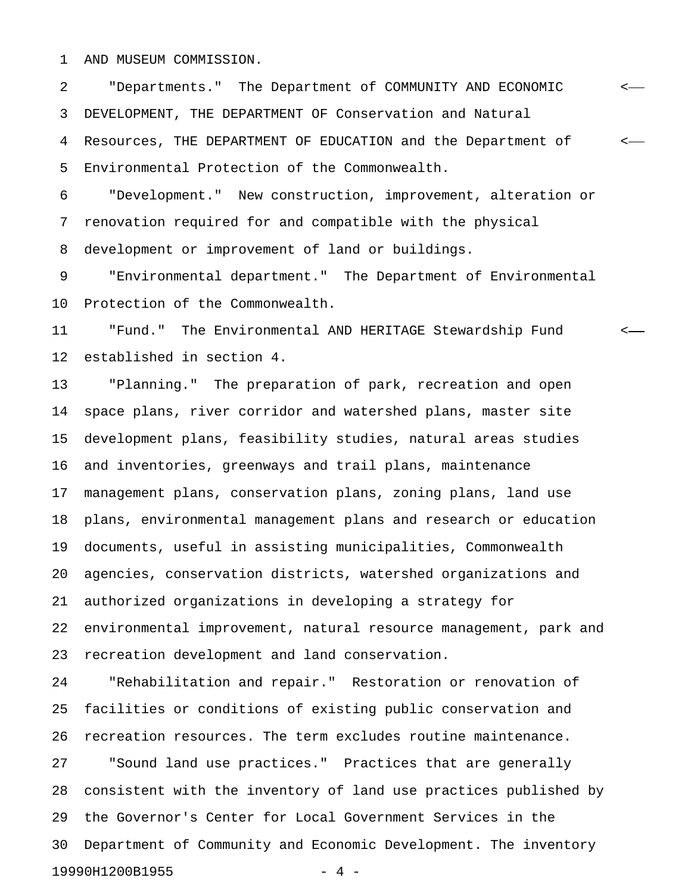AND MUSEUM COMMISSION.

"Departments." The Department of COMMUNITY AND ECONOMIC DEVELOPMENT, THE DEPARTMENT OF Conservation and Natural Resources, THE DEPARTMENT OF EDUCATION and the Department of Environmental Protection of the Commonwealth.

"Development." New construction, improvement, alteration or renovation required for and compatible with the physical development or improvement of land or buildings.

"Environmental department." The Department of Environmental Protection of the Commonwealth.

"Fund." The Environmental AND HERITAGE Stewardship Fund established in section 4.

"Planning." The preparation of park, recreation and open space plans, river corridor and watershed plans, master site development plans, feasibility studies, natural areas studies and inventories, greenways and trail plans, maintenance management plans, conservation plans, zoning plans, land use plans, environmental management plans and research or education documents, useful in assisting municipalities, Commonwealth agencies, conservation districts, watershed organizations and authorized organizations in developing a strategy for environmental improvement, natural resource management, park and recreation development and land conservation.

"Rehabilitation and repair." Restoration or renovation of facilities or conditions of existing public conservation and recreation resources. The term excludes routine maintenance.

"Sound land use practices." Practices that are generally consistent with the inventory of land use practices published by the Governor's Center for Local Government Services in the Department of Community and Economic Development. The inventory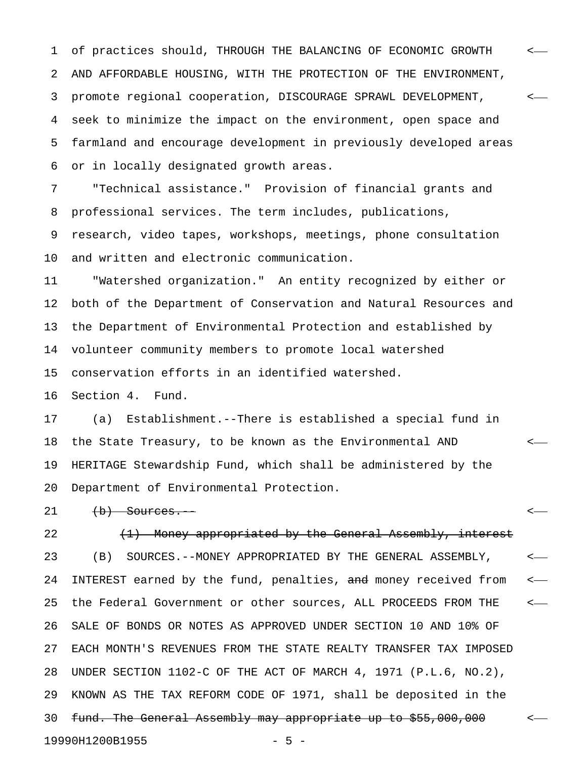of practices should, THROUGH THE BALANCING OF ECONOMIC GROWTH AND AFFORDABLE HOUSING, WITH THE PROTECTION OF THE ENVIRONMENT, promote regional cooperation, DISCOURAGE SPRAWL DEVELOPMENT, seek to minimize the impact on the environment, open space and farmland and encourage development in previously developed areas or in locally designated growth areas.

"Technical assistance." Provision of financial grants and professional services. The term includes, publications, research, video tapes, workshops, meetings, phone consultation and written and electronic communication.

"Watershed organization." An entity recognized by either or both of the Department of Conservation and Natural Resources and the Department of Environmental Protection and established by volunteer community members to promote local watershed conservation efforts in an identified watershed.

Section 4. Fund.

(a) Establishment.--There is established a special fund in the State Treasury, to be known as the Environmental AND HERITAGE Stewardship Fund, which shall be administered by the Department of Environmental Protection.

~~(b) Sources.--~~

~~(1) Money appropriated by the General Assembly, interest~~

(B) SOURCES.--MONEY APPROPRIATED BY THE GENERAL ASSEMBLY, INTEREST earned by the fund, penalties, ~~and~~ money received from the Federal Government or other sources, ALL PROCEEDS FROM THE SALE OF BONDS OR NOTES AS APPROVED UNDER SECTION 10 AND 10% OF EACH MONTH'S REVENUES FROM THE STATE REALTY TRANSFER TAX IMPOSED UNDER SECTION 1102-C OF THE ACT OF MARCH 4, 1971 (P.L.6, NO.2), KNOWN AS THE TAX REFORM CODE OF 1971, shall be deposited in the ~~fund. The General Assembly may appropriate up to $55,000,000~~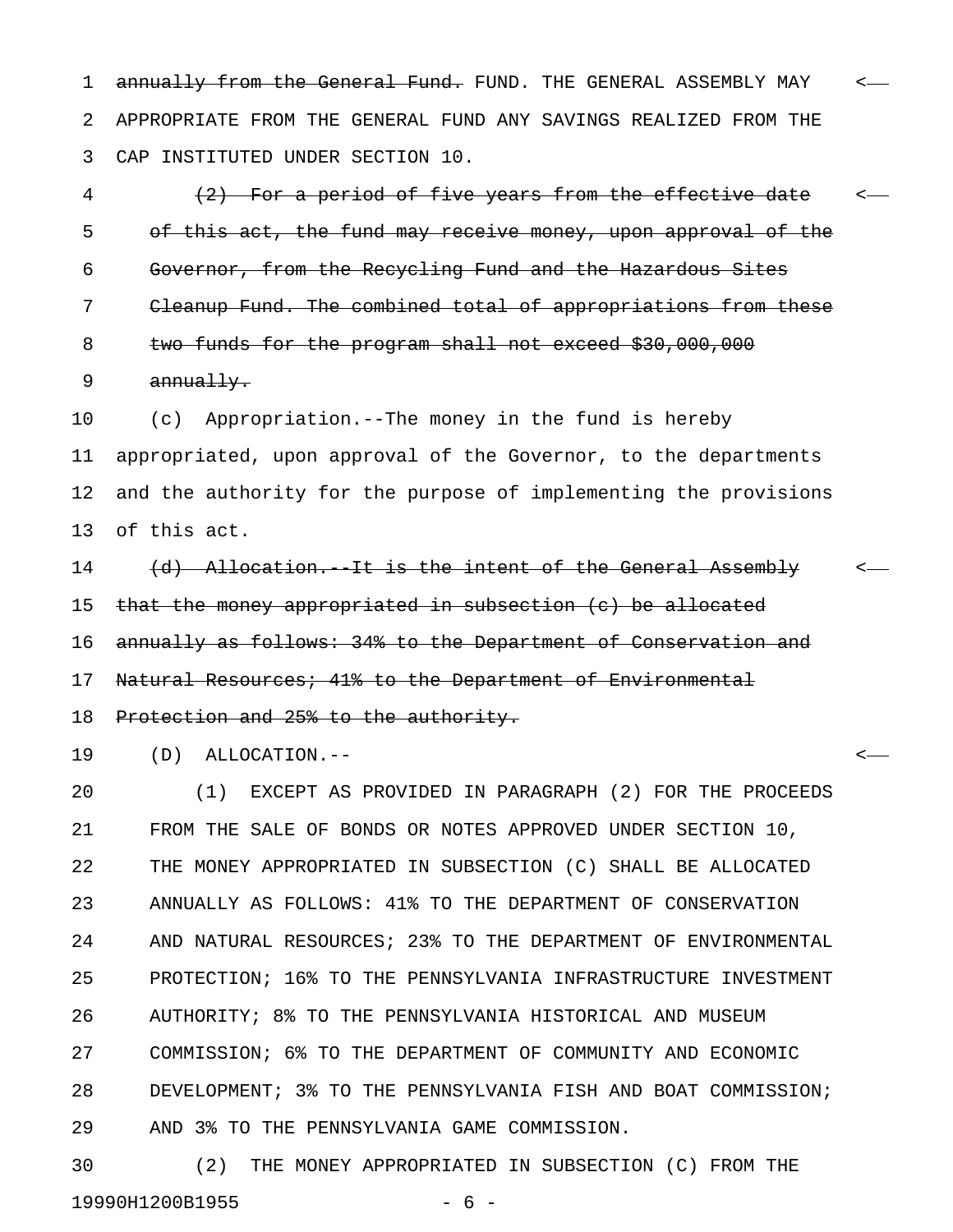~~annually from the General Fund.~~ FUND. THE GENERAL ASSEMBLY MAY APPROPRIATE FROM THE GENERAL FUND ANY SAVINGS REALIZED FROM THE CAP INSTITUTED UNDER SECTION 10.

~~(2) For a period of five years from the effective date of this act, the fund may receive money, upon approval of the Governor, from the Recycling Fund and the Hazardous Sites Cleanup Fund. The combined total of appropriations from these two funds for the program shall not exceed $30,000,000 annually.~~

(c) Appropriation.--The money in the fund is hereby appropriated, upon approval of the Governor, to the departments and the authority for the purpose of implementing the provisions of this act.

~~(d) Allocation.--It is the intent of the General Assembly that the money appropriated in subsection (c) be allocated annually as follows: 34% to the Department of Conservation and Natural Resources; 41% to the Department of Environmental Protection and 25% to the authority.~~

(D) ALLOCATION.--

(1) EXCEPT AS PROVIDED IN PARAGRAPH (2) FOR THE PROCEEDS FROM THE SALE OF BONDS OR NOTES APPROVED UNDER SECTION 10, THE MONEY APPROPRIATED IN SUBSECTION (C) SHALL BE ALLOCATED ANNUALLY AS FOLLOWS: 41% TO THE DEPARTMENT OF CONSERVATION AND NATURAL RESOURCES; 23% TO THE DEPARTMENT OF ENVIRONMENTAL PROTECTION; 16% TO THE PENNSYLVANIA INFRASTRUCTURE INVESTMENT AUTHORITY; 8% TO THE PENNSYLVANIA HISTORICAL AND MUSEUM COMMISSION; 6% TO THE DEPARTMENT OF COMMUNITY AND ECONOMIC DEVELOPMENT; 3% TO THE PENNSYLVANIA FISH AND BOAT COMMISSION; AND 3% TO THE PENNSYLVANIA GAME COMMISSION.

(2) THE MONEY APPROPRIATED IN SUBSECTION (C) FROM THE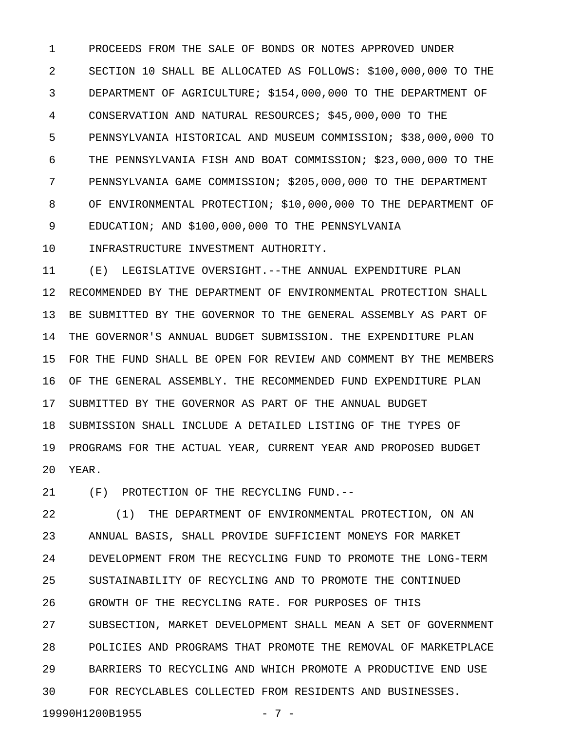PROCEEDS FROM THE SALE OF BONDS OR NOTES APPROVED UNDER SECTION 10 SHALL BE ALLOCATED AS FOLLOWS: $100,000,000 TO THE DEPARTMENT OF AGRICULTURE; $154,000,000 TO THE DEPARTMENT OF CONSERVATION AND NATURAL RESOURCES; $45,000,000 TO THE PENNSYLVANIA HISTORICAL AND MUSEUM COMMISSION; $38,000,000 TO THE PENNSYLVANIA FISH AND BOAT COMMISSION; $23,000,000 TO THE PENNSYLVANIA GAME COMMISSION; $205,000,000 TO THE DEPARTMENT OF ENVIRONMENTAL PROTECTION; $10,000,000 TO THE DEPARTMENT OF EDUCATION; AND $100,000,000 TO THE PENNSYLVANIA INFRASTRUCTURE INVESTMENT AUTHORITY.

(E) LEGISLATIVE OVERSIGHT.--THE ANNUAL EXPENDITURE PLAN RECOMMENDED BY THE DEPARTMENT OF ENVIRONMENTAL PROTECTION SHALL BE SUBMITTED BY THE GOVERNOR TO THE GENERAL ASSEMBLY AS PART OF THE GOVERNOR'S ANNUAL BUDGET SUBMISSION. THE EXPENDITURE PLAN FOR THE FUND SHALL BE OPEN FOR REVIEW AND COMMENT BY THE MEMBERS OF THE GENERAL ASSEMBLY. THE RECOMMENDED FUND EXPENDITURE PLAN SUBMITTED BY THE GOVERNOR AS PART OF THE ANNUAL BUDGET SUBMISSION SHALL INCLUDE A DETAILED LISTING OF THE TYPES OF PROGRAMS FOR THE ACTUAL YEAR, CURRENT YEAR AND PROPOSED BUDGET YEAR.

(F) PROTECTION OF THE RECYCLING FUND.--

(1) THE DEPARTMENT OF ENVIRONMENTAL PROTECTION, ON AN ANNUAL BASIS, SHALL PROVIDE SUFFICIENT MONEYS FOR MARKET DEVELOPMENT FROM THE RECYCLING FUND TO PROMOTE THE LONG-TERM SUSTAINABILITY OF RECYCLING AND TO PROMOTE THE CONTINUED GROWTH OF THE RECYCLING RATE. FOR PURPOSES OF THIS SUBSECTION, MARKET DEVELOPMENT SHALL MEAN A SET OF GOVERNMENT POLICIES AND PROGRAMS THAT PROMOTE THE REMOVAL OF MARKETPLACE BARRIERS TO RECYCLING AND WHICH PROMOTE A PRODUCTIVE END USE FOR RECYCLABLES COLLECTED FROM RESIDENTS AND BUSINESSES.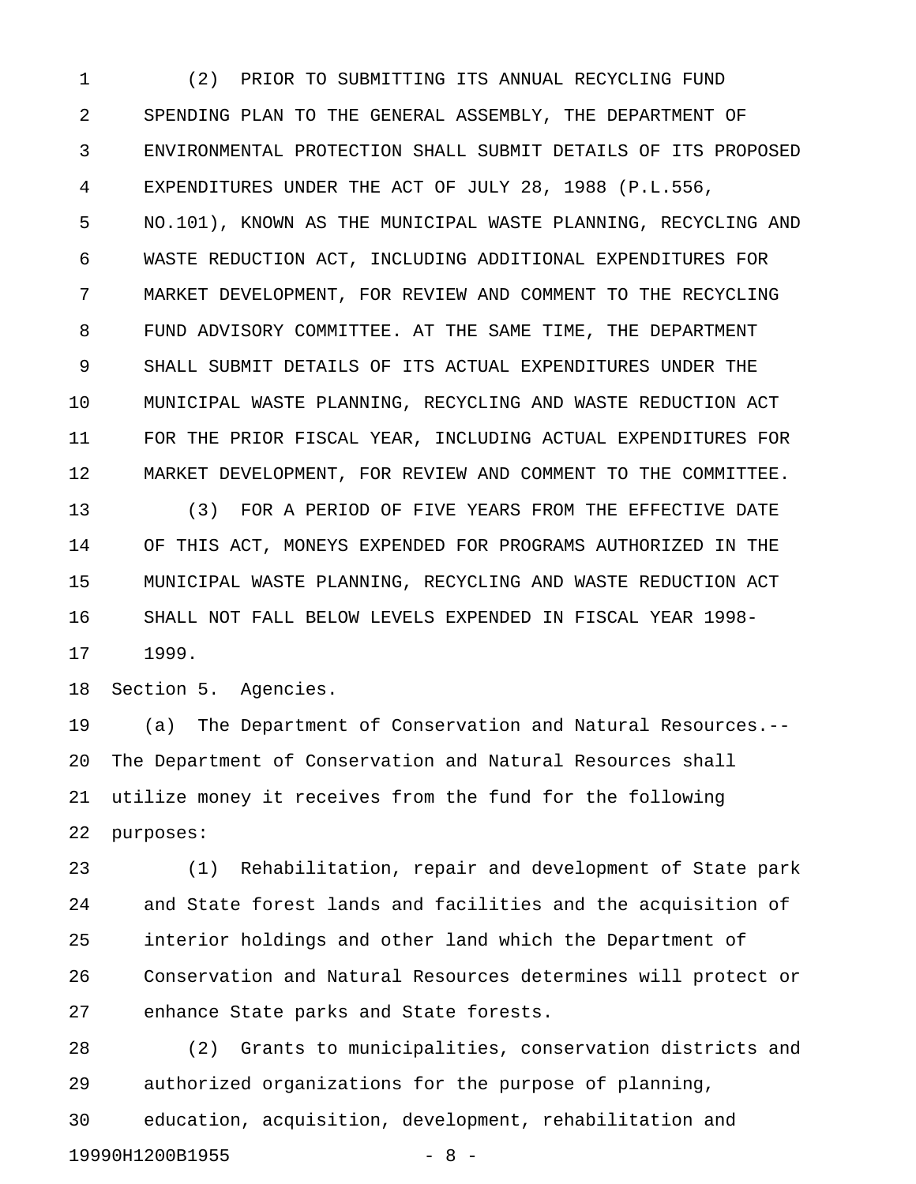(2) PRIOR TO SUBMITTING ITS ANNUAL RECYCLING FUND SPENDING PLAN TO THE GENERAL ASSEMBLY, THE DEPARTMENT OF ENVIRONMENTAL PROTECTION SHALL SUBMIT DETAILS OF ITS PROPOSED EXPENDITURES UNDER THE ACT OF JULY 28, 1988 (P.L.556, NO.101), KNOWN AS THE MUNICIPAL WASTE PLANNING, RECYCLING AND WASTE REDUCTION ACT, INCLUDING ADDITIONAL EXPENDITURES FOR MARKET DEVELOPMENT, FOR REVIEW AND COMMENT TO THE RECYCLING FUND ADVISORY COMMITTEE. AT THE SAME TIME, THE DEPARTMENT SHALL SUBMIT DETAILS OF ITS ACTUAL EXPENDITURES UNDER THE MUNICIPAL WASTE PLANNING, RECYCLING AND WASTE REDUCTION ACT FOR THE PRIOR FISCAL YEAR, INCLUDING ACTUAL EXPENDITURES FOR MARKET DEVELOPMENT, FOR REVIEW AND COMMENT TO THE COMMITTEE.

(3) FOR A PERIOD OF FIVE YEARS FROM THE EFFECTIVE DATE OF THIS ACT, MONEYS EXPENDED FOR PROGRAMS AUTHORIZED IN THE MUNICIPAL WASTE PLANNING, RECYCLING AND WASTE REDUCTION ACT SHALL NOT FALL BELOW LEVELS EXPENDED IN FISCAL YEAR 1998-1999.

Section 5. Agencies.

(a) The Department of Conservation and Natural Resources.--The Department of Conservation and Natural Resources shall utilize money it receives from the fund for the following purposes:

(1) Rehabilitation, repair and development of State park and State forest lands and facilities and the acquisition of interior holdings and other land which the Department of Conservation and Natural Resources determines will protect or enhance State parks and State forests.

(2) Grants to municipalities, conservation districts and authorized organizations for the purpose of planning, education, acquisition, development, rehabilitation and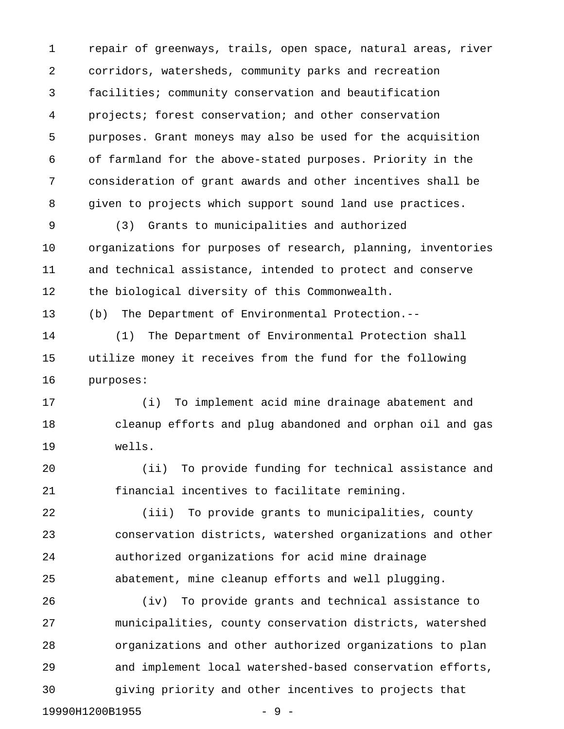repair of greenways, trails, open space, natural areas, river corridors, watersheds, community parks and recreation facilities; community conservation and beautification projects; forest conservation; and other conservation purposes. Grant moneys may also be used for the acquisition of farmland for the above-stated purposes. Priority in the consideration of grant awards and other incentives shall be given to projects which support sound land use practices.

(3) Grants to municipalities and authorized organizations for purposes of research, planning, inventories and technical assistance, intended to protect and conserve the biological diversity of this Commonwealth.

(b) The Department of Environmental Protection.--

(1) The Department of Environmental Protection shall utilize money it receives from the fund for the following purposes:

(i) To implement acid mine drainage abatement and cleanup efforts and plug abandoned and orphan oil and gas wells.

(ii) To provide funding for technical assistance and financial incentives to facilitate remining.

(iii) To provide grants to municipalities, county conservation districts, watershed organizations and other authorized organizations for acid mine drainage abatement, mine cleanup efforts and well plugging.

(iv) To provide grants and technical assistance to municipalities, county conservation districts, watershed organizations and other authorized organizations to plan and implement local watershed-based conservation efforts, giving priority and other incentives to projects that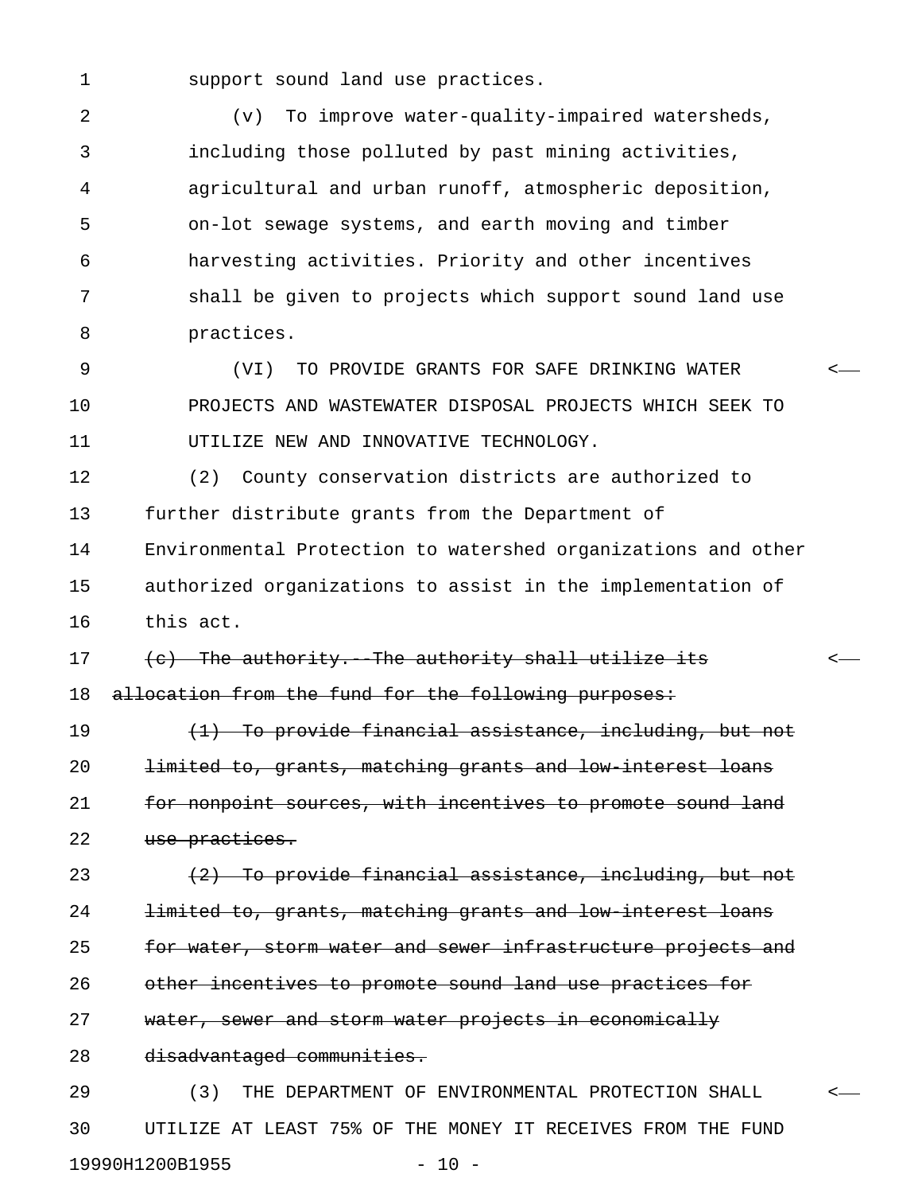support sound land use practices.

(v) To improve water-quality-impaired watersheds, including those polluted by past mining activities, agricultural and urban runoff, atmospheric deposition, on-lot sewage systems, and earth moving and timber harvesting activities. Priority and other incentives shall be given to projects which support sound land use practices.

(VI) TO PROVIDE GRANTS FOR SAFE DRINKING WATER PROJECTS AND WASTEWATER DISPOSAL PROJECTS WHICH SEEK TO UTILIZE NEW AND INNOVATIVE TECHNOLOGY.

(2) County conservation districts are authorized to further distribute grants from the Department of Environmental Protection to watershed organizations and other authorized organizations to assist in the implementation of this act.

~~(c) The authority.--The authority shall utilize its allocation from the fund for the following purposes:~~

~~(1) To provide financial assistance, including, but not limited to, grants, matching grants and low-interest loans for nonpoint sources, with incentives to promote sound land use practices.~~

~~(2) To provide financial assistance, including, but not limited to, grants, matching grants and low-interest loans for water, storm water and sewer infrastructure projects and other incentives to promote sound land use practices for water, sewer and storm water projects in economically disadvantaged communities.~~

(3) THE DEPARTMENT OF ENVIRONMENTAL PROTECTION SHALL UTILIZE AT LEAST 75% OF THE MONEY IT RECEIVES FROM THE FUND

19990H1200B1955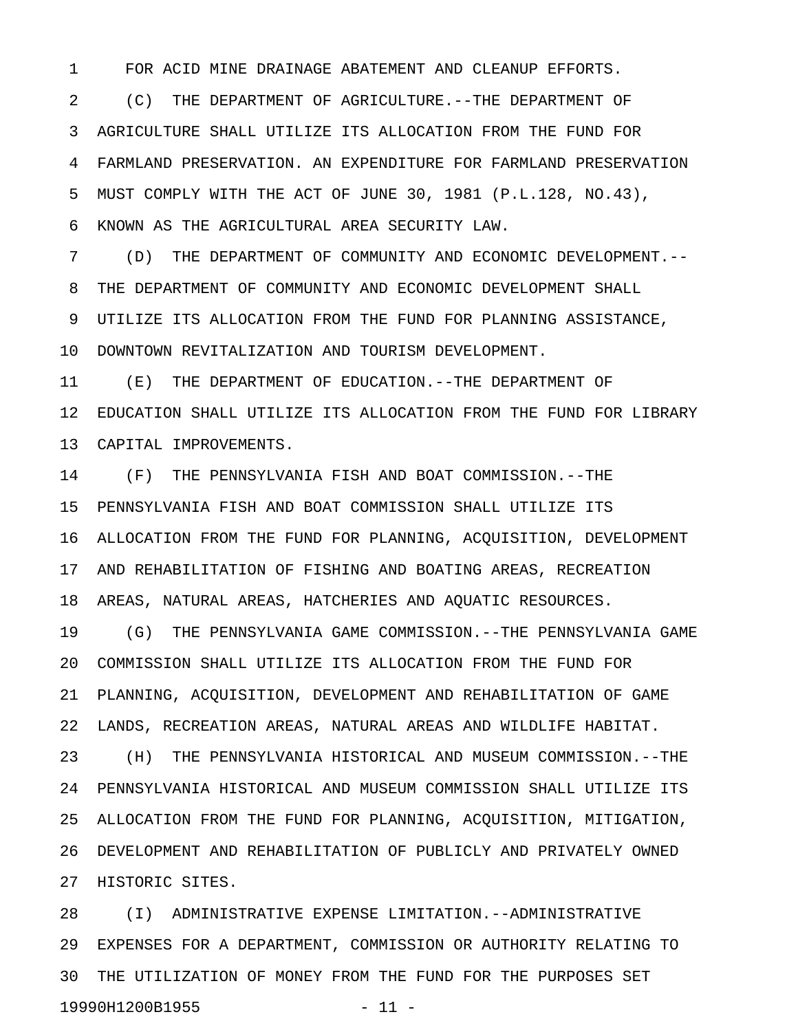FOR ACID MINE DRAINAGE ABATEMENT AND CLEANUP EFFORTS.

(C) THE DEPARTMENT OF AGRICULTURE.--THE DEPARTMENT OF AGRICULTURE SHALL UTILIZE ITS ALLOCATION FROM THE FUND FOR FARMLAND PRESERVATION. AN EXPENDITURE FOR FARMLAND PRESERVATION MUST COMPLY WITH THE ACT OF JUNE 30, 1981 (P.L.128, NO.43), KNOWN AS THE AGRICULTURAL AREA SECURITY LAW.

(D) THE DEPARTMENT OF COMMUNITY AND ECONOMIC DEVELOPMENT.--THE DEPARTMENT OF COMMUNITY AND ECONOMIC DEVELOPMENT SHALL UTILIZE ITS ALLOCATION FROM THE FUND FOR PLANNING ASSISTANCE, DOWNTOWN REVITALIZATION AND TOURISM DEVELOPMENT.

(E) THE DEPARTMENT OF EDUCATION.--THE DEPARTMENT OF EDUCATION SHALL UTILIZE ITS ALLOCATION FROM THE FUND FOR LIBRARY CAPITAL IMPROVEMENTS.

(F) THE PENNSYLVANIA FISH AND BOAT COMMISSION.--THE PENNSYLVANIA FISH AND BOAT COMMISSION SHALL UTILIZE ITS ALLOCATION FROM THE FUND FOR PLANNING, ACQUISITION, DEVELOPMENT AND REHABILITATION OF FISHING AND BOATING AREAS, RECREATION AREAS, NATURAL AREAS, HATCHERIES AND AQUATIC RESOURCES.

(G) THE PENNSYLVANIA GAME COMMISSION.--THE PENNSYLVANIA GAME COMMISSION SHALL UTILIZE ITS ALLOCATION FROM THE FUND FOR PLANNING, ACQUISITION, DEVELOPMENT AND REHABILITATION OF GAME LANDS, RECREATION AREAS, NATURAL AREAS AND WILDLIFE HABITAT.

(H) THE PENNSYLVANIA HISTORICAL AND MUSEUM COMMISSION.--THE PENNSYLVANIA HISTORICAL AND MUSEUM COMMISSION SHALL UTILIZE ITS ALLOCATION FROM THE FUND FOR PLANNING, ACQUISITION, MITIGATION, DEVELOPMENT AND REHABILITATION OF PUBLICLY AND PRIVATELY OWNED HISTORIC SITES.

(I) ADMINISTRATIVE EXPENSE LIMITATION.--ADMINISTRATIVE EXPENSES FOR A DEPARTMENT, COMMISSION OR AUTHORITY RELATING TO THE UTILIZATION OF MONEY FROM THE FUND FOR THE PURPOSES SET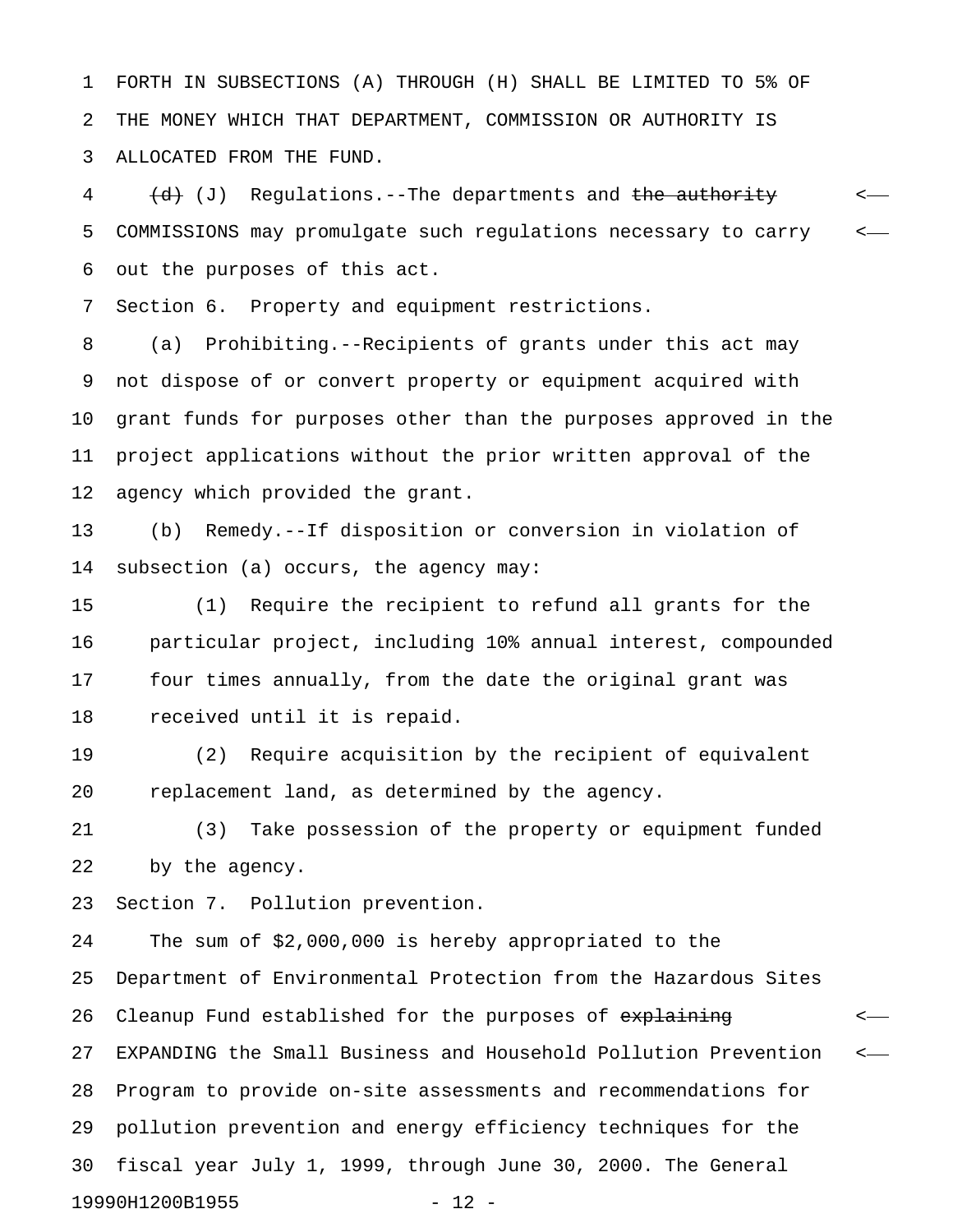FORTH IN SUBSECTIONS (A) THROUGH (H) SHALL BE LIMITED TO 5% OF THE MONEY WHICH THAT DEPARTMENT, COMMISSION OR AUTHORITY IS ALLOCATED FROM THE FUND.

~~(d)~~ (J) Regulations.--The departments and ~~the authority~~ COMMISSIONS may promulgate such regulations necessary to carry out the purposes of this act.

Section 6. Property and equipment restrictions.

(a) Prohibiting.--Recipients of grants under this act may not dispose of or convert property or equipment acquired with grant funds for purposes other than the purposes approved in the project applications without the prior written approval of the agency which provided the grant.

(b) Remedy.--If disposition or conversion in violation of subsection (a) occurs, the agency may:

(1) Require the recipient to refund all grants for the particular project, including 10% annual interest, compounded four times annually, from the date the original grant was received until it is repaid.

(2) Require acquisition by the recipient of equivalent replacement land, as determined by the agency.

(3) Take possession of the property or equipment funded by the agency.

Section 7. Pollution prevention.

The sum of $2,000,000 is hereby appropriated to the Department of Environmental Protection from the Hazardous Sites Cleanup Fund established for the purposes of ~~explaining~~ EXPANDING the Small Business and Household Pollution Prevention Program to provide on-site assessments and recommendations for pollution prevention and energy efficiency techniques for the fiscal year July 1, 1999, through June 30, 2000. The General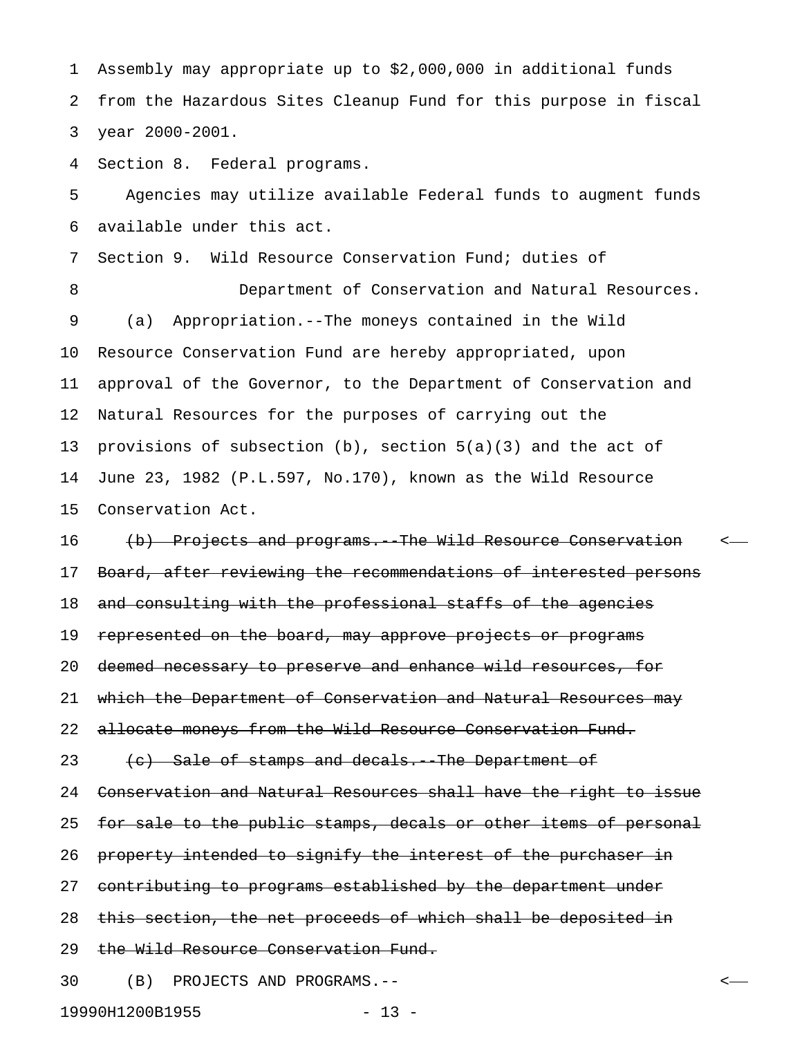Assembly may appropriate up to $2,000,000 in additional funds from the Hazardous Sites Cleanup Fund for this purpose in fiscal year 2000-2001.

Section 8. Federal programs.

Agencies may utilize available Federal funds to augment funds available under this act.

Section 9. Wild Resource Conservation Fund; duties of Department of Conservation and Natural Resources.

(a) Appropriation.--The moneys contained in the Wild Resource Conservation Fund are hereby appropriated, upon approval of the Governor, to the Department of Conservation and Natural Resources for the purposes of carrying out the provisions of subsection (b), section 5(a)(3) and the act of June 23, 1982 (P.L.597, No.170), known as the Wild Resource Conservation Act.

~~(b) Projects and programs.--The Wild Resource Conservation Board, after reviewing the recommendations of interested persons and consulting with the professional staffs of the agencies represented on the board, may approve projects or programs deemed necessary to preserve and enhance wild resources, for which the Department of Conservation and Natural Resources may allocate moneys from the Wild Resource Conservation Fund.~~

~~(c) Sale of stamps and decals.--The Department of Conservation and Natural Resources shall have the right to issue for sale to the public stamps, decals or other items of personal property intended to signify the interest of the purchaser in contributing to programs established by the department under this section, the net proceeds of which shall be deposited in the Wild Resource Conservation Fund.~~

(B) PROJECTS AND PROGRAMS.--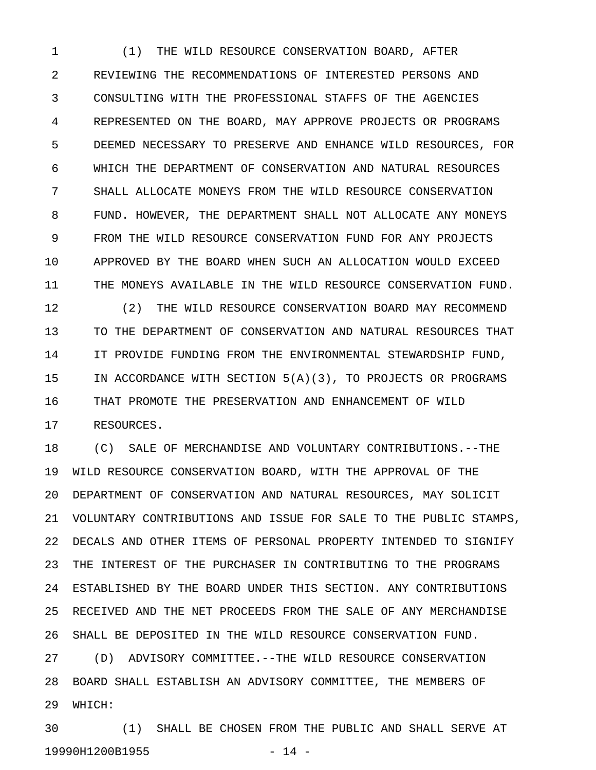(1) THE WILD RESOURCE CONSERVATION BOARD, AFTER REVIEWING THE RECOMMENDATIONS OF INTERESTED PERSONS AND CONSULTING WITH THE PROFESSIONAL STAFFS OF THE AGENCIES REPRESENTED ON THE BOARD, MAY APPROVE PROJECTS OR PROGRAMS DEEMED NECESSARY TO PRESERVE AND ENHANCE WILD RESOURCES, FOR WHICH THE DEPARTMENT OF CONSERVATION AND NATURAL RESOURCES SHALL ALLOCATE MONEYS FROM THE WILD RESOURCE CONSERVATION FUND. HOWEVER, THE DEPARTMENT SHALL NOT ALLOCATE ANY MONEYS FROM THE WILD RESOURCE CONSERVATION FUND FOR ANY PROJECTS APPROVED BY THE BOARD WHEN SUCH AN ALLOCATION WOULD EXCEED THE MONEYS AVAILABLE IN THE WILD RESOURCE CONSERVATION FUND.

(2) THE WILD RESOURCE CONSERVATION BOARD MAY RECOMMEND TO THE DEPARTMENT OF CONSERVATION AND NATURAL RESOURCES THAT IT PROVIDE FUNDING FROM THE ENVIRONMENTAL STEWARDSHIP FUND, IN ACCORDANCE WITH SECTION 5(A)(3), TO PROJECTS OR PROGRAMS THAT PROMOTE THE PRESERVATION AND ENHANCEMENT OF WILD RESOURCES.

(C) SALE OF MERCHANDISE AND VOLUNTARY CONTRIBUTIONS.--THE WILD RESOURCE CONSERVATION BOARD, WITH THE APPROVAL OF THE DEPARTMENT OF CONSERVATION AND NATURAL RESOURCES, MAY SOLICIT VOLUNTARY CONTRIBUTIONS AND ISSUE FOR SALE TO THE PUBLIC STAMPS, DECALS AND OTHER ITEMS OF PERSONAL PROPERTY INTENDED TO SIGNIFY THE INTEREST OF THE PURCHASER IN CONTRIBUTING TO THE PROGRAMS ESTABLISHED BY THE BOARD UNDER THIS SECTION. ANY CONTRIBUTIONS RECEIVED AND THE NET PROCEEDS FROM THE SALE OF ANY MERCHANDISE SHALL BE DEPOSITED IN THE WILD RESOURCE CONSERVATION FUND.

(D) ADVISORY COMMITTEE.--THE WILD RESOURCE CONSERVATION BOARD SHALL ESTABLISH AN ADVISORY COMMITTEE, THE MEMBERS OF WHICH:

(1) SHALL BE CHOSEN FROM THE PUBLIC AND SHALL SERVE AT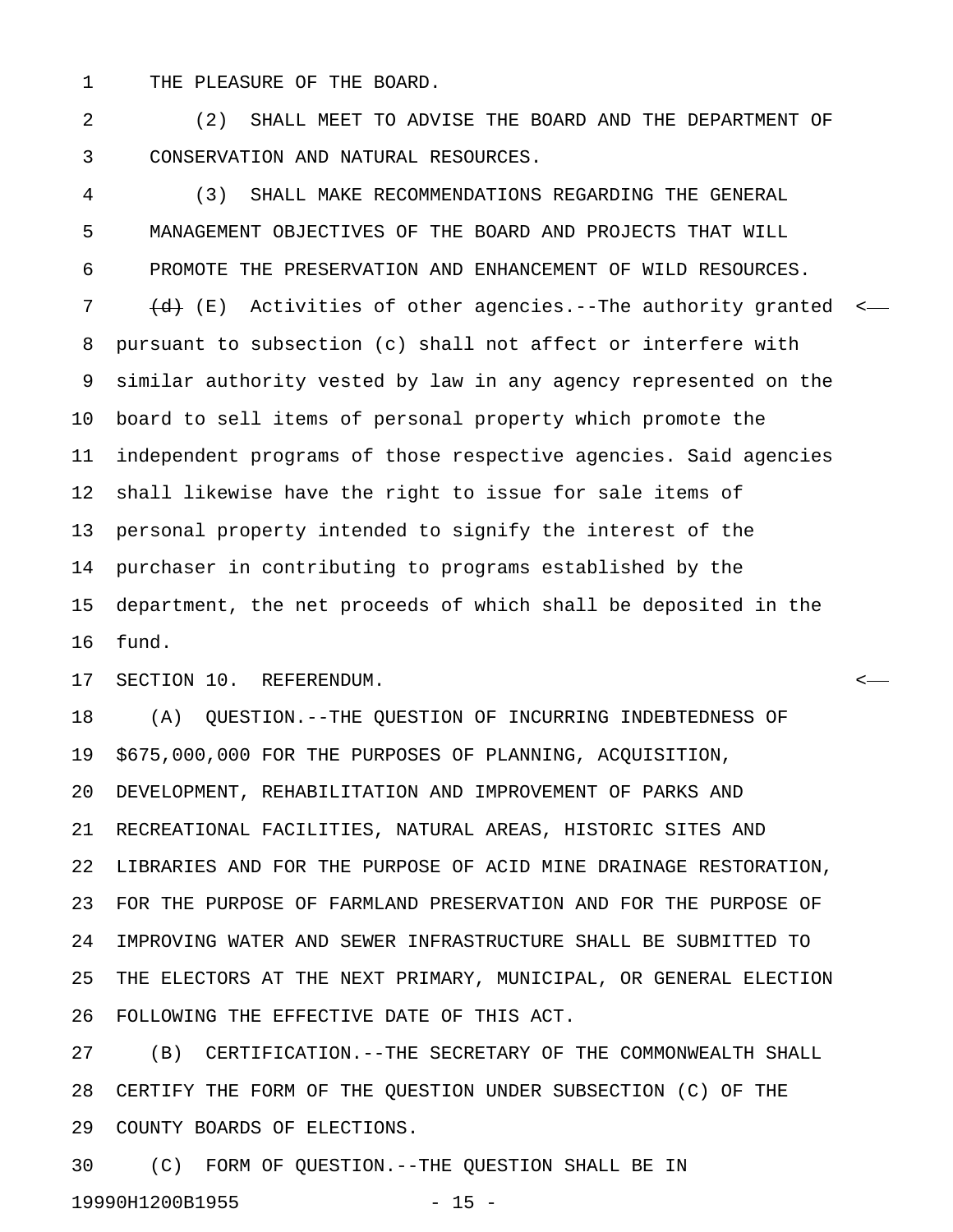THE PLEASURE OF THE BOARD.

(2) SHALL MEET TO ADVISE THE BOARD AND THE DEPARTMENT OF CONSERVATION AND NATURAL RESOURCES.

(3) SHALL MAKE RECOMMENDATIONS REGARDING THE GENERAL MANAGEMENT OBJECTIVES OF THE BOARD AND PROJECTS THAT WILL PROMOTE THE PRESERVATION AND ENHANCEMENT OF WILD RESOURCES.

~~(d)~~ (E) Activities of other agencies.--The authority granted pursuant to subsection (c) shall not affect or interfere with similar authority vested by law in any agency represented on the board to sell items of personal property which promote the independent programs of those respective agencies. Said agencies shall likewise have the right to issue for sale items of personal property intended to signify the interest of the purchaser in contributing to programs established by the department, the net proceeds of which shall be deposited in the fund.

SECTION 10. REFERENDUM.

(A) QUESTION.--THE QUESTION OF INCURRING INDEBTEDNESS OF $675,000,000 FOR THE PURPOSES OF PLANNING, ACQUISITION, DEVELOPMENT, REHABILITATION AND IMPROVEMENT OF PARKS AND RECREATIONAL FACILITIES, NATURAL AREAS, HISTORIC SITES AND LIBRARIES AND FOR THE PURPOSE OF ACID MINE DRAINAGE RESTORATION, FOR THE PURPOSE OF FARMLAND PRESERVATION AND FOR THE PURPOSE OF IMPROVING WATER AND SEWER INFRASTRUCTURE SHALL BE SUBMITTED TO THE ELECTORS AT THE NEXT PRIMARY, MUNICIPAL, OR GENERAL ELECTION FOLLOWING THE EFFECTIVE DATE OF THIS ACT.

(B) CERTIFICATION.--THE SECRETARY OF THE COMMONWEALTH SHALL CERTIFY THE FORM OF THE QUESTION UNDER SUBSECTION (C) OF THE COUNTY BOARDS OF ELECTIONS.

(C) FORM OF QUESTION.--THE QUESTION SHALL BE IN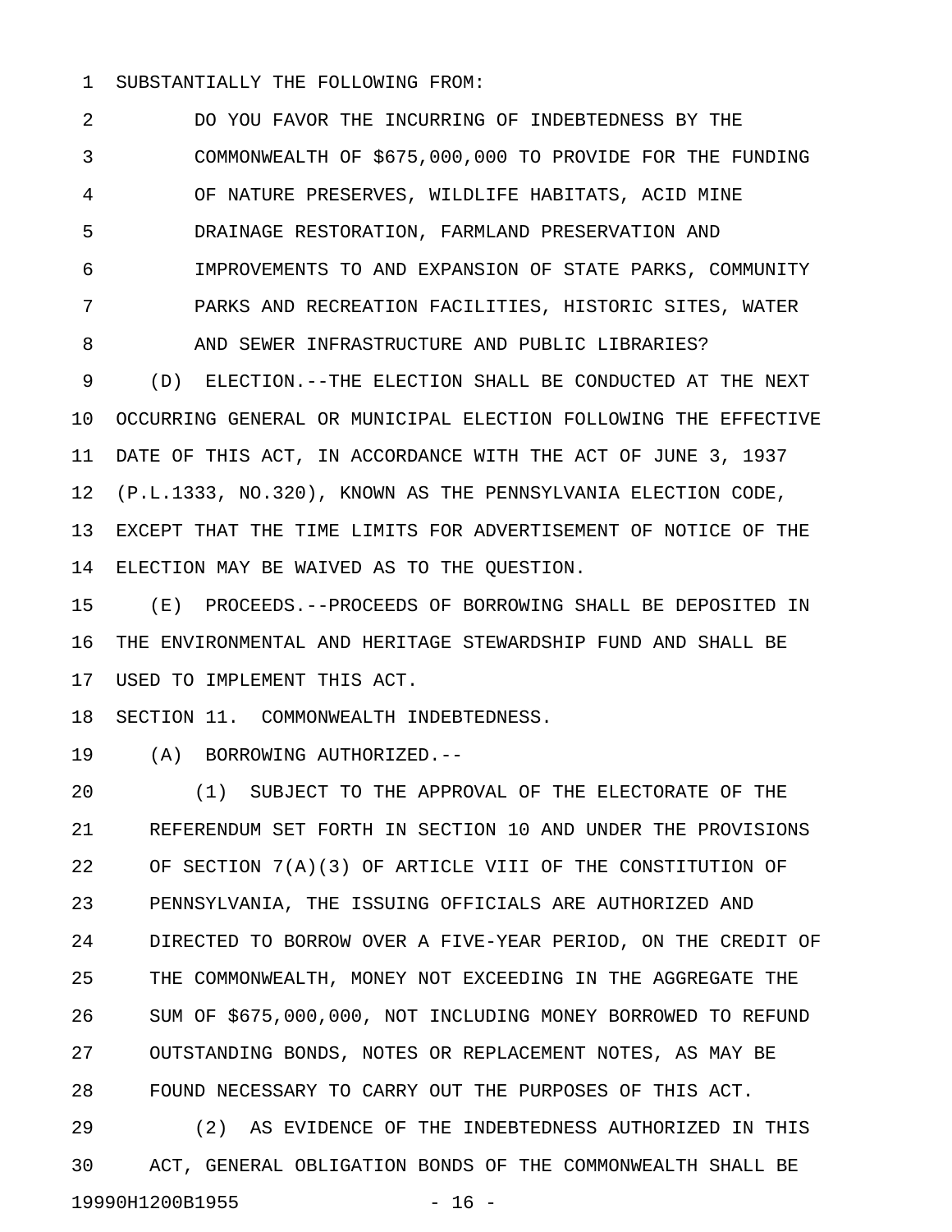SUBSTANTIALLY THE FOLLOWING FROM:

> DO YOU FAVOR THE INCURRING OF INDEBTEDNESS BY THE COMMONWEALTH OF $675,000,000 TO PROVIDE FOR THE FUNDING OF NATURE PRESERVES, WILDLIFE HABITATS, ACID MINE DRAINAGE RESTORATION, FARMLAND PRESERVATION AND IMPROVEMENTS TO AND EXPANSION OF STATE PARKS, COMMUNITY PARKS AND RECREATION FACILITIES, HISTORIC SITES, WATER AND SEWER INFRASTRUCTURE AND PUBLIC LIBRARIES?

(D) ELECTION.--THE ELECTION SHALL BE CONDUCTED AT THE NEXT OCCURRING GENERAL OR MUNICIPAL ELECTION FOLLOWING THE EFFECTIVE DATE OF THIS ACT, IN ACCORDANCE WITH THE ACT OF JUNE 3, 1937 (P.L.1333, NO.320), KNOWN AS THE PENNSYLVANIA ELECTION CODE, EXCEPT THAT THE TIME LIMITS FOR ADVERTISEMENT OF NOTICE OF THE ELECTION MAY BE WAIVED AS TO THE QUESTION.

(E) PROCEEDS.--PROCEEDS OF BORROWING SHALL BE DEPOSITED IN THE ENVIRONMENTAL AND HERITAGE STEWARDSHIP FUND AND SHALL BE USED TO IMPLEMENT THIS ACT.

SECTION 11. COMMONWEALTH INDEBTEDNESS.

(A) BORROWING AUTHORIZED.--

(1) SUBJECT TO THE APPROVAL OF THE ELECTORATE OF THE REFERENDUM SET FORTH IN SECTION 10 AND UNDER THE PROVISIONS OF SECTION 7(A)(3) OF ARTICLE VIII OF THE CONSTITUTION OF PENNSYLVANIA, THE ISSUING OFFICIALS ARE AUTHORIZED AND DIRECTED TO BORROW OVER A FIVE-YEAR PERIOD, ON THE CREDIT OF THE COMMONWEALTH, MONEY NOT EXCEEDING IN THE AGGREGATE THE SUM OF $675,000,000, NOT INCLUDING MONEY BORROWED TO REFUND OUTSTANDING BONDS, NOTES OR REPLACEMENT NOTES, AS MAY BE FOUND NECESSARY TO CARRY OUT THE PURPOSES OF THIS ACT.

(2) AS EVIDENCE OF THE INDEBTEDNESS AUTHORIZED IN THIS ACT, GENERAL OBLIGATION BONDS OF THE COMMONWEALTH SHALL BE

19990H1200B1955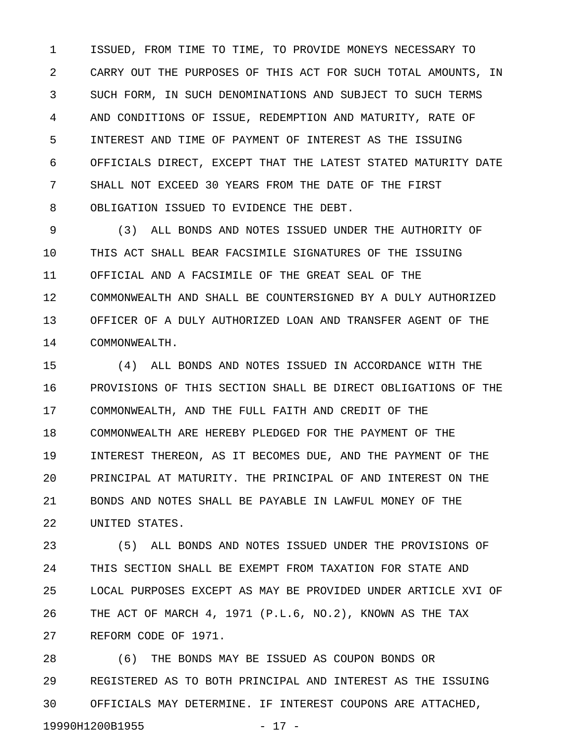ISSUED, FROM TIME TO TIME, TO PROVIDE MONEYS NECESSARY TO CARRY OUT THE PURPOSES OF THIS ACT FOR SUCH TOTAL AMOUNTS, IN SUCH FORM, IN SUCH DENOMINATIONS AND SUBJECT TO SUCH TERMS AND CONDITIONS OF ISSUE, REDEMPTION AND MATURITY, RATE OF INTEREST AND TIME OF PAYMENT OF INTEREST AS THE ISSUING OFFICIALS DIRECT, EXCEPT THAT THE LATEST STATED MATURITY DATE SHALL NOT EXCEED 30 YEARS FROM THE DATE OF THE FIRST OBLIGATION ISSUED TO EVIDENCE THE DEBT.

(3) ALL BONDS AND NOTES ISSUED UNDER THE AUTHORITY OF THIS ACT SHALL BEAR FACSIMILE SIGNATURES OF THE ISSUING OFFICIAL AND A FACSIMILE OF THE GREAT SEAL OF THE COMMONWEALTH AND SHALL BE COUNTERSIGNED BY A DULY AUTHORIZED OFFICER OF A DULY AUTHORIZED LOAN AND TRANSFER AGENT OF THE COMMONWEALTH.

(4) ALL BONDS AND NOTES ISSUED IN ACCORDANCE WITH THE PROVISIONS OF THIS SECTION SHALL BE DIRECT OBLIGATIONS OF THE COMMONWEALTH, AND THE FULL FAITH AND CREDIT OF THE COMMONWEALTH ARE HEREBY PLEDGED FOR THE PAYMENT OF THE INTEREST THEREON, AS IT BECOMES DUE, AND THE PAYMENT OF THE PRINCIPAL AT MATURITY. THE PRINCIPAL OF AND INTEREST ON THE BONDS AND NOTES SHALL BE PAYABLE IN LAWFUL MONEY OF THE UNITED STATES.

(5) ALL BONDS AND NOTES ISSUED UNDER THE PROVISIONS OF THIS SECTION SHALL BE EXEMPT FROM TAXATION FOR STATE AND LOCAL PURPOSES EXCEPT AS MAY BE PROVIDED UNDER ARTICLE XVI OF THE ACT OF MARCH 4, 1971 (P.L.6, NO.2), KNOWN AS THE TAX REFORM CODE OF 1971.

(6) THE BONDS MAY BE ISSUED AS COUPON BONDS OR REGISTERED AS TO BOTH PRINCIPAL AND INTEREST AS THE ISSUING OFFICIALS MAY DETERMINE. IF INTEREST COUPONS ARE ATTACHED,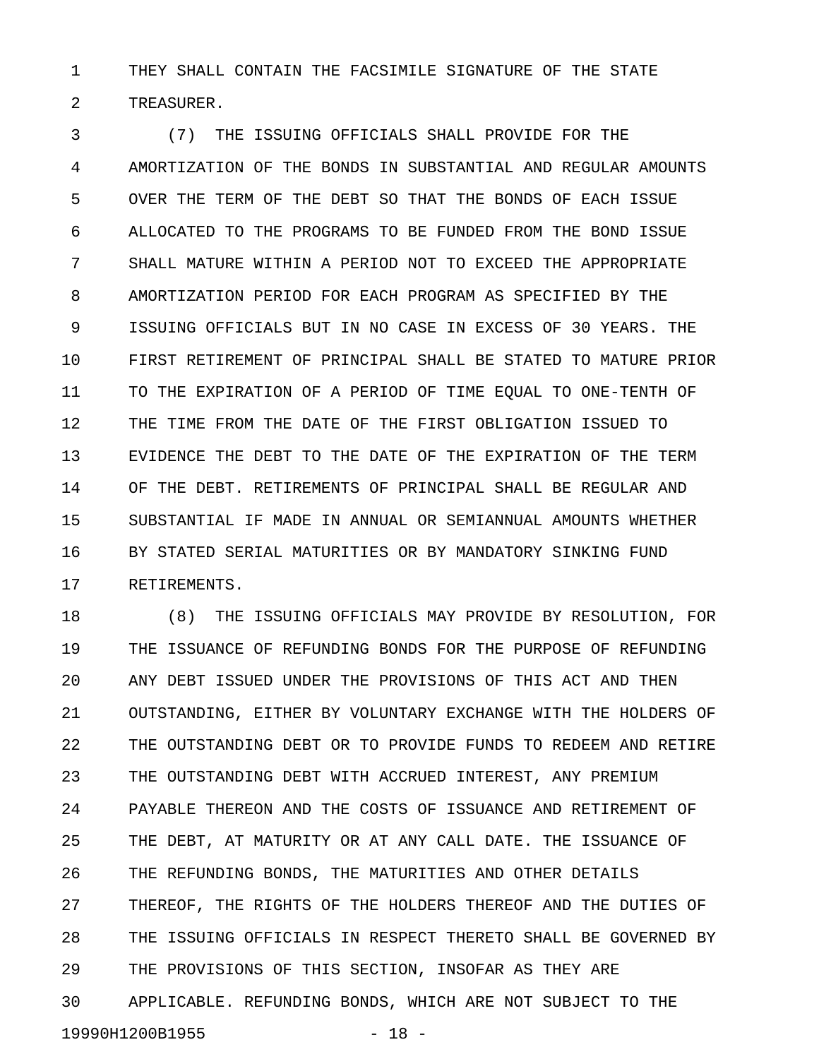THEY SHALL CONTAIN THE FACSIMILE SIGNATURE OF THE STATE TREASURER.

(7) THE ISSUING OFFICIALS SHALL PROVIDE FOR THE AMORTIZATION OF THE BONDS IN SUBSTANTIAL AND REGULAR AMOUNTS OVER THE TERM OF THE DEBT SO THAT THE BONDS OF EACH ISSUE ALLOCATED TO THE PROGRAMS TO BE FUNDED FROM THE BOND ISSUE SHALL MATURE WITHIN A PERIOD NOT TO EXCEED THE APPROPRIATE AMORTIZATION PERIOD FOR EACH PROGRAM AS SPECIFIED BY THE ISSUING OFFICIALS BUT IN NO CASE IN EXCESS OF 30 YEARS. THE FIRST RETIREMENT OF PRINCIPAL SHALL BE STATED TO MATURE PRIOR TO THE EXPIRATION OF A PERIOD OF TIME EQUAL TO ONE-TENTH OF THE TIME FROM THE DATE OF THE FIRST OBLIGATION ISSUED TO EVIDENCE THE DEBT TO THE DATE OF THE EXPIRATION OF THE TERM OF THE DEBT. RETIREMENTS OF PRINCIPAL SHALL BE REGULAR AND SUBSTANTIAL IF MADE IN ANNUAL OR SEMIANNUAL AMOUNTS WHETHER BY STATED SERIAL MATURITIES OR BY MANDATORY SINKING FUND RETIREMENTS.

(8) THE ISSUING OFFICIALS MAY PROVIDE BY RESOLUTION, FOR THE ISSUANCE OF REFUNDING BONDS FOR THE PURPOSE OF REFUNDING ANY DEBT ISSUED UNDER THE PROVISIONS OF THIS ACT AND THEN OUTSTANDING, EITHER BY VOLUNTARY EXCHANGE WITH THE HOLDERS OF THE OUTSTANDING DEBT OR TO PROVIDE FUNDS TO REDEEM AND RETIRE THE OUTSTANDING DEBT WITH ACCRUED INTEREST, ANY PREMIUM PAYABLE THEREON AND THE COSTS OF ISSUANCE AND RETIREMENT OF THE DEBT, AT MATURITY OR AT ANY CALL DATE. THE ISSUANCE OF THE REFUNDING BONDS, THE MATURITIES AND OTHER DETAILS THEREOF, THE RIGHTS OF THE HOLDERS THEREOF AND THE DUTIES OF THE ISSUING OFFICIALS IN RESPECT THERETO SHALL BE GOVERNED BY THE PROVISIONS OF THIS SECTION, INSOFAR AS THEY ARE APPLICABLE. REFUNDING BONDS, WHICH ARE NOT SUBJECT TO THE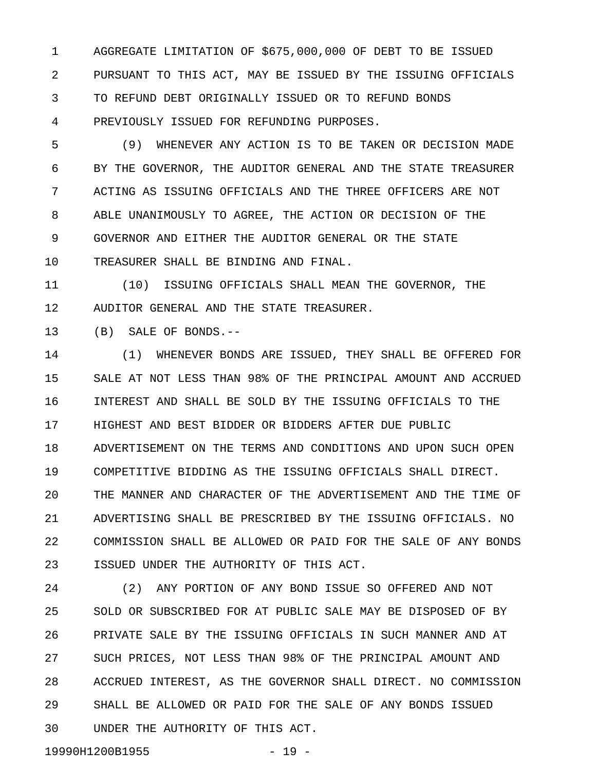AGGREGATE LIMITATION OF $675,000,000 OF DEBT TO BE ISSUED PURSUANT TO THIS ACT, MAY BE ISSUED BY THE ISSUING OFFICIALS TO REFUND DEBT ORIGINALLY ISSUED OR TO REFUND BONDS PREVIOUSLY ISSUED FOR REFUNDING PURPOSES.

(9) WHENEVER ANY ACTION IS TO BE TAKEN OR DECISION MADE BY THE GOVERNOR, THE AUDITOR GENERAL AND THE STATE TREASURER ACTING AS ISSUING OFFICIALS AND THE THREE OFFICERS ARE NOT ABLE UNANIMOUSLY TO AGREE, THE ACTION OR DECISION OF THE GOVERNOR AND EITHER THE AUDITOR GENERAL OR THE STATE TREASURER SHALL BE BINDING AND FINAL.

(10) ISSUING OFFICIALS SHALL MEAN THE GOVERNOR, THE AUDITOR GENERAL AND THE STATE TREASURER.

(B) SALE OF BONDS.--

(1) WHENEVER BONDS ARE ISSUED, THEY SHALL BE OFFERED FOR SALE AT NOT LESS THAN 98% OF THE PRINCIPAL AMOUNT AND ACCRUED INTEREST AND SHALL BE SOLD BY THE ISSUING OFFICIALS TO THE HIGHEST AND BEST BIDDER OR BIDDERS AFTER DUE PUBLIC ADVERTISEMENT ON THE TERMS AND CONDITIONS AND UPON SUCH OPEN COMPETITIVE BIDDING AS THE ISSUING OFFICIALS SHALL DIRECT. THE MANNER AND CHARACTER OF THE ADVERTISEMENT AND THE TIME OF ADVERTISING SHALL BE PRESCRIBED BY THE ISSUING OFFICIALS. NO COMMISSION SHALL BE ALLOWED OR PAID FOR THE SALE OF ANY BONDS ISSUED UNDER THE AUTHORITY OF THIS ACT.

(2) ANY PORTION OF ANY BOND ISSUE SO OFFERED AND NOT SOLD OR SUBSCRIBED FOR AT PUBLIC SALE MAY BE DISPOSED OF BY PRIVATE SALE BY THE ISSUING OFFICIALS IN SUCH MANNER AND AT SUCH PRICES, NOT LESS THAN 98% OF THE PRINCIPAL AMOUNT AND ACCRUED INTEREST, AS THE GOVERNOR SHALL DIRECT. NO COMMISSION SHALL BE ALLOWED OR PAID FOR THE SALE OF ANY BONDS ISSUED UNDER THE AUTHORITY OF THIS ACT.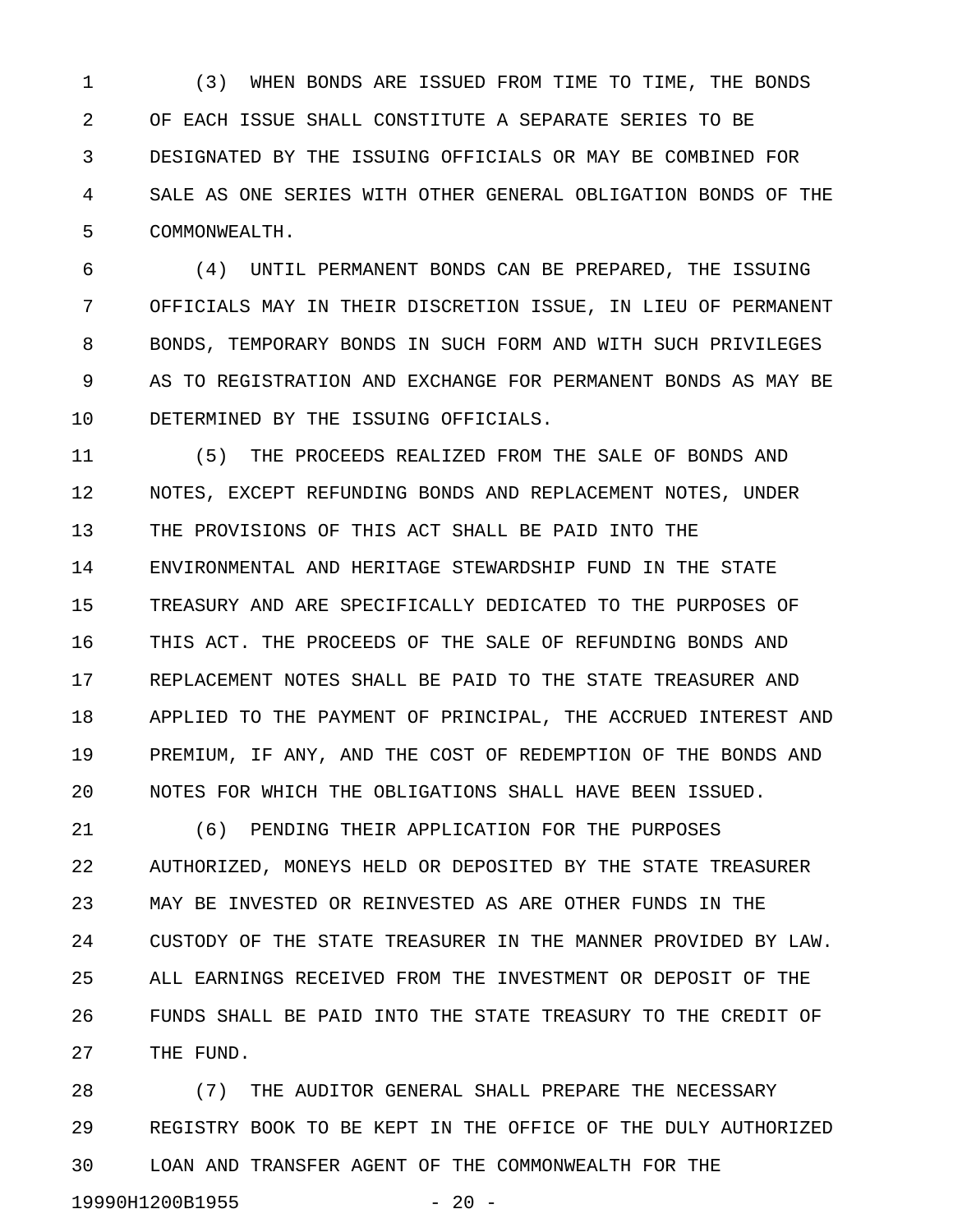(3) WHEN BONDS ARE ISSUED FROM TIME TO TIME, THE BONDS OF EACH ISSUE SHALL CONSTITUTE A SEPARATE SERIES TO BE DESIGNATED BY THE ISSUING OFFICIALS OR MAY BE COMBINED FOR SALE AS ONE SERIES WITH OTHER GENERAL OBLIGATION BONDS OF THE COMMONWEALTH.

(4) UNTIL PERMANENT BONDS CAN BE PREPARED, THE ISSUING OFFICIALS MAY IN THEIR DISCRETION ISSUE, IN LIEU OF PERMANENT BONDS, TEMPORARY BONDS IN SUCH FORM AND WITH SUCH PRIVILEGES AS TO REGISTRATION AND EXCHANGE FOR PERMANENT BONDS AS MAY BE DETERMINED BY THE ISSUING OFFICIALS.

(5) THE PROCEEDS REALIZED FROM THE SALE OF BONDS AND NOTES, EXCEPT REFUNDING BONDS AND REPLACEMENT NOTES, UNDER THE PROVISIONS OF THIS ACT SHALL BE PAID INTO THE ENVIRONMENTAL AND HERITAGE STEWARDSHIP FUND IN THE STATE TREASURY AND ARE SPECIFICALLY DEDICATED TO THE PURPOSES OF THIS ACT. THE PROCEEDS OF THE SALE OF REFUNDING BONDS AND REPLACEMENT NOTES SHALL BE PAID TO THE STATE TREASURER AND APPLIED TO THE PAYMENT OF PRINCIPAL, THE ACCRUED INTEREST AND PREMIUM, IF ANY, AND THE COST OF REDEMPTION OF THE BONDS AND NOTES FOR WHICH THE OBLIGATIONS SHALL HAVE BEEN ISSUED.

(6) PENDING THEIR APPLICATION FOR THE PURPOSES AUTHORIZED, MONEYS HELD OR DEPOSITED BY THE STATE TREASURER MAY BE INVESTED OR REINVESTED AS ARE OTHER FUNDS IN THE CUSTODY OF THE STATE TREASURER IN THE MANNER PROVIDED BY LAW. ALL EARNINGS RECEIVED FROM THE INVESTMENT OR DEPOSIT OF THE FUNDS SHALL BE PAID INTO THE STATE TREASURY TO THE CREDIT OF THE FUND.

(7) THE AUDITOR GENERAL SHALL PREPARE THE NECESSARY REGISTRY BOOK TO BE KEPT IN THE OFFICE OF THE DULY AUTHORIZED LOAN AND TRANSFER AGENT OF THE COMMONWEALTH FOR THE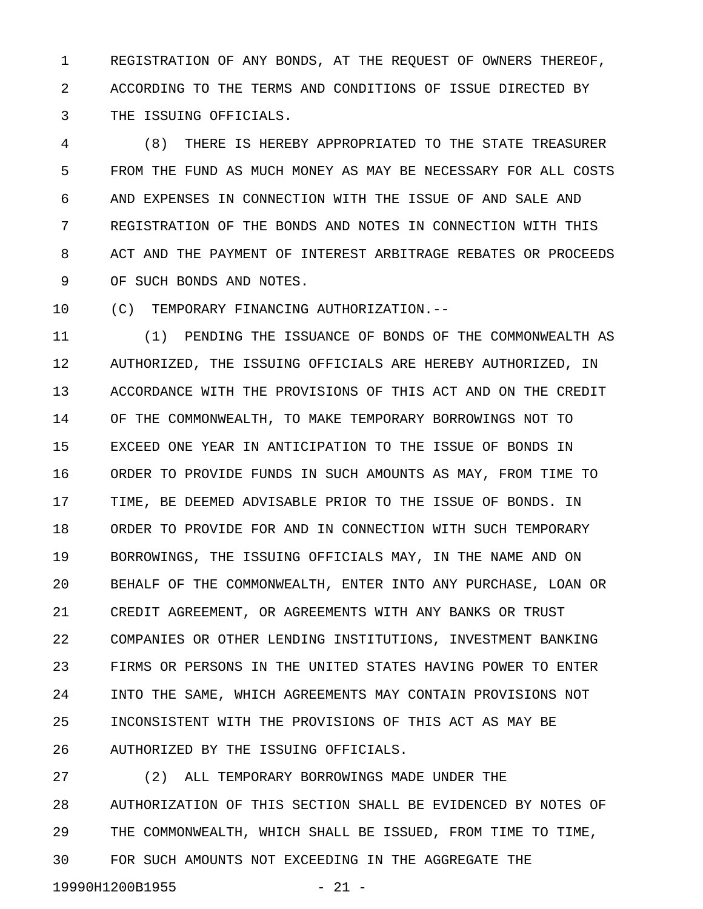REGISTRATION OF ANY BONDS, AT THE REQUEST OF OWNERS THEREOF, ACCORDING TO THE TERMS AND CONDITIONS OF ISSUE DIRECTED BY THE ISSUING OFFICIALS.

(8) THERE IS HEREBY APPROPRIATED TO THE STATE TREASURER FROM THE FUND AS MUCH MONEY AS MAY BE NECESSARY FOR ALL COSTS AND EXPENSES IN CONNECTION WITH THE ISSUE OF AND SALE AND REGISTRATION OF THE BONDS AND NOTES IN CONNECTION WITH THIS ACT AND THE PAYMENT OF INTEREST ARBITRAGE REBATES OR PROCEEDS OF SUCH BONDS AND NOTES.

(C) TEMPORARY FINANCING AUTHORIZATION.--

(1) PENDING THE ISSUANCE OF BONDS OF THE COMMONWEALTH AS AUTHORIZED, THE ISSUING OFFICIALS ARE HEREBY AUTHORIZED, IN ACCORDANCE WITH THE PROVISIONS OF THIS ACT AND ON THE CREDIT OF THE COMMONWEALTH, TO MAKE TEMPORARY BORROWINGS NOT TO EXCEED ONE YEAR IN ANTICIPATION TO THE ISSUE OF BONDS IN ORDER TO PROVIDE FUNDS IN SUCH AMOUNTS AS MAY, FROM TIME TO TIME, BE DEEMED ADVISABLE PRIOR TO THE ISSUE OF BONDS. IN ORDER TO PROVIDE FOR AND IN CONNECTION WITH SUCH TEMPORARY BORROWINGS, THE ISSUING OFFICIALS MAY, IN THE NAME AND ON BEHALF OF THE COMMONWEALTH, ENTER INTO ANY PURCHASE, LOAN OR CREDIT AGREEMENT, OR AGREEMENTS WITH ANY BANKS OR TRUST COMPANIES OR OTHER LENDING INSTITUTIONS, INVESTMENT BANKING FIRMS OR PERSONS IN THE UNITED STATES HAVING POWER TO ENTER INTO THE SAME, WHICH AGREEMENTS MAY CONTAIN PROVISIONS NOT INCONSISTENT WITH THE PROVISIONS OF THIS ACT AS MAY BE AUTHORIZED BY THE ISSUING OFFICIALS.

(2) ALL TEMPORARY BORROWINGS MADE UNDER THE AUTHORIZATION OF THIS SECTION SHALL BE EVIDENCED BY NOTES OF THE COMMONWEALTH, WHICH SHALL BE ISSUED, FROM TIME TO TIME, FOR SUCH AMOUNTS NOT EXCEEDING IN THE AGGREGATE THE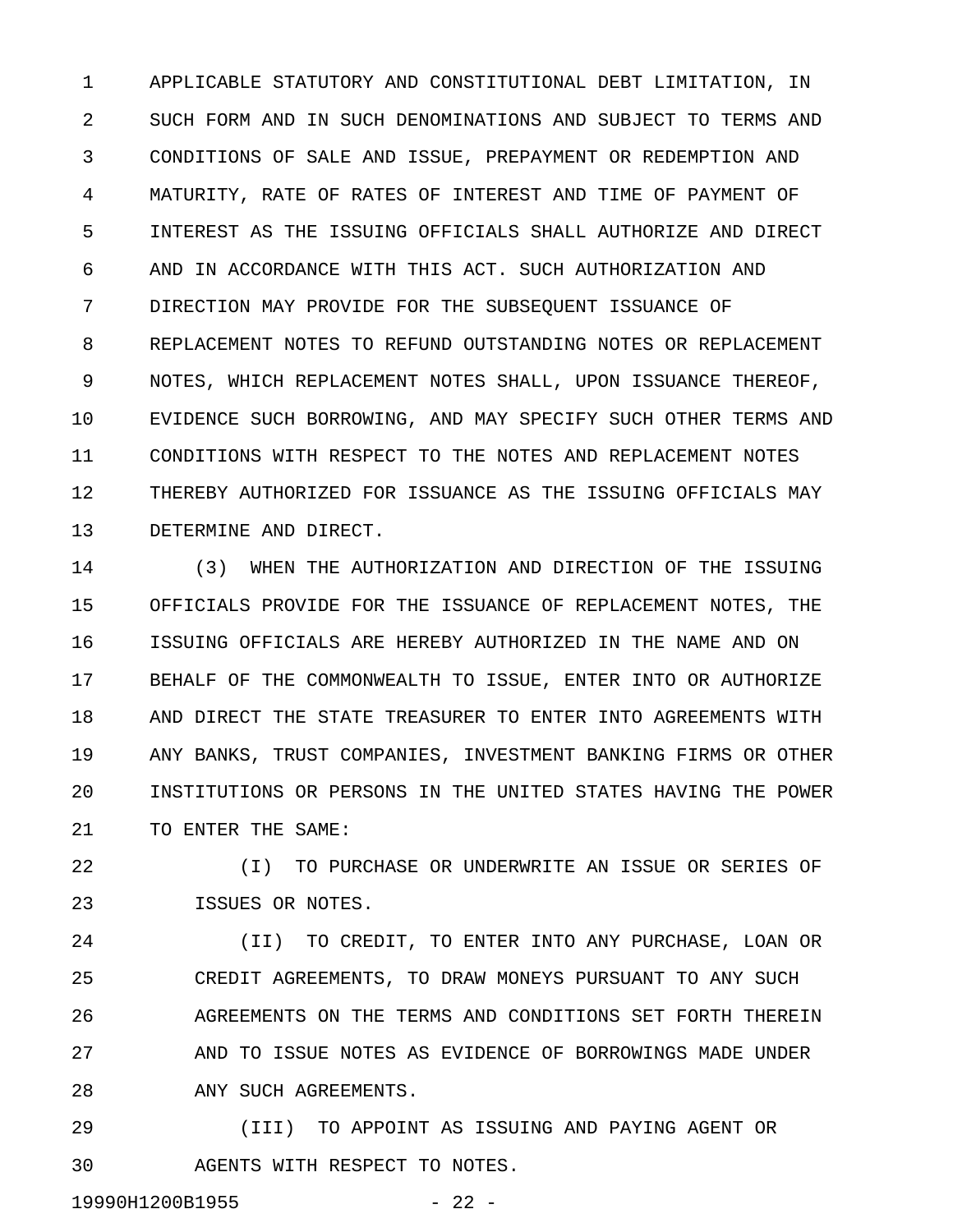APPLICABLE STATUTORY AND CONSTITUTIONAL DEBT LIMITATION, IN SUCH FORM AND IN SUCH DENOMINATIONS AND SUBJECT TO TERMS AND CONDITIONS OF SALE AND ISSUE, PREPAYMENT OR REDEMPTION AND MATURITY, RATE OF RATES OF INTEREST AND TIME OF PAYMENT OF INTEREST AS THE ISSUING OFFICIALS SHALL AUTHORIZE AND DIRECT AND IN ACCORDANCE WITH THIS ACT. SUCH AUTHORIZATION AND DIRECTION MAY PROVIDE FOR THE SUBSEQUENT ISSUANCE OF REPLACEMENT NOTES TO REFUND OUTSTANDING NOTES OR REPLACEMENT NOTES, WHICH REPLACEMENT NOTES SHALL, UPON ISSUANCE THEREOF, EVIDENCE SUCH BORROWING, AND MAY SPECIFY SUCH OTHER TERMS AND CONDITIONS WITH RESPECT TO THE NOTES AND REPLACEMENT NOTES THEREBY AUTHORIZED FOR ISSUANCE AS THE ISSUING OFFICIALS MAY DETERMINE AND DIRECT.

(3) WHEN THE AUTHORIZATION AND DIRECTION OF THE ISSUING OFFICIALS PROVIDE FOR THE ISSUANCE OF REPLACEMENT NOTES, THE ISSUING OFFICIALS ARE HEREBY AUTHORIZED IN THE NAME AND ON BEHALF OF THE COMMONWEALTH TO ISSUE, ENTER INTO OR AUTHORIZE AND DIRECT THE STATE TREASURER TO ENTER INTO AGREEMENTS WITH ANY BANKS, TRUST COMPANIES, INVESTMENT BANKING FIRMS OR OTHER INSTITUTIONS OR PERSONS IN THE UNITED STATES HAVING THE POWER TO ENTER THE SAME:

(I) TO PURCHASE OR UNDERWRITE AN ISSUE OR SERIES OF ISSUES OR NOTES.

(II) TO CREDIT, TO ENTER INTO ANY PURCHASE, LOAN OR CREDIT AGREEMENTS, TO DRAW MONEYS PURSUANT TO ANY SUCH AGREEMENTS ON THE TERMS AND CONDITIONS SET FORTH THEREIN AND TO ISSUE NOTES AS EVIDENCE OF BORROWINGS MADE UNDER ANY SUCH AGREEMENTS.

(III) TO APPOINT AS ISSUING AND PAYING AGENT OR AGENTS WITH RESPECT TO NOTES.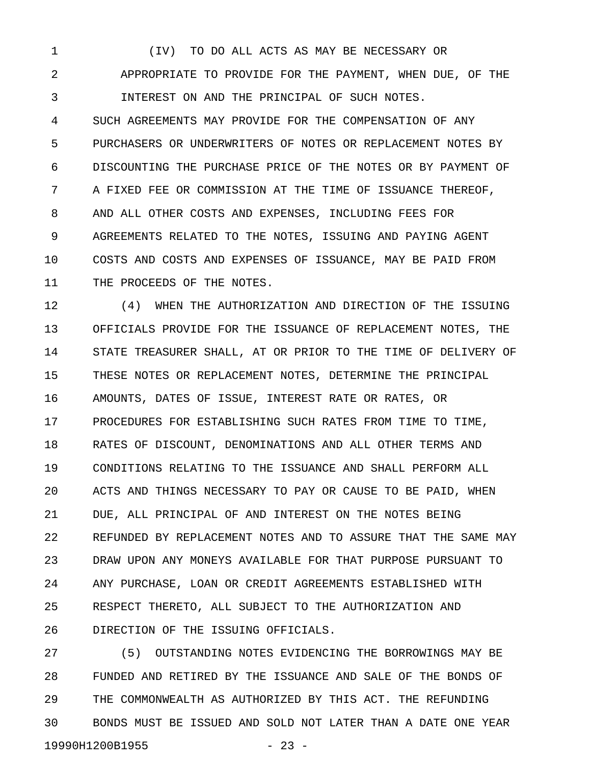(IV) TO DO ALL ACTS AS MAY BE NECESSARY OR APPROPRIATE TO PROVIDE FOR THE PAYMENT, WHEN DUE, OF THE INTEREST ON AND THE PRINCIPAL OF SUCH NOTES.

SUCH AGREEMENTS MAY PROVIDE FOR THE COMPENSATION OF ANY PURCHASERS OR UNDERWRITERS OF NOTES OR REPLACEMENT NOTES BY DISCOUNTING THE PURCHASE PRICE OF THE NOTES OR BY PAYMENT OF A FIXED FEE OR COMMISSION AT THE TIME OF ISSUANCE THEREOF, AND ALL OTHER COSTS AND EXPENSES, INCLUDING FEES FOR AGREEMENTS RELATED TO THE NOTES, ISSUING AND PAYING AGENT COSTS AND COSTS AND EXPENSES OF ISSUANCE, MAY BE PAID FROM THE PROCEEDS OF THE NOTES.

(4) WHEN THE AUTHORIZATION AND DIRECTION OF THE ISSUING OFFICIALS PROVIDE FOR THE ISSUANCE OF REPLACEMENT NOTES, THE STATE TREASURER SHALL, AT OR PRIOR TO THE TIME OF DELIVERY OF THESE NOTES OR REPLACEMENT NOTES, DETERMINE THE PRINCIPAL AMOUNTS, DATES OF ISSUE, INTEREST RATE OR RATES, OR PROCEDURES FOR ESTABLISHING SUCH RATES FROM TIME TO TIME, RATES OF DISCOUNT, DENOMINATIONS AND ALL OTHER TERMS AND CONDITIONS RELATING TO THE ISSUANCE AND SHALL PERFORM ALL ACTS AND THINGS NECESSARY TO PAY OR CAUSE TO BE PAID, WHEN DUE, ALL PRINCIPAL OF AND INTEREST ON THE NOTES BEING REFUNDED BY REPLACEMENT NOTES AND TO ASSURE THAT THE SAME MAY DRAW UPON ANY MONEYS AVAILABLE FOR THAT PURPOSE PURSUANT TO ANY PURCHASE, LOAN OR CREDIT AGREEMENTS ESTABLISHED WITH RESPECT THERETO, ALL SUBJECT TO THE AUTHORIZATION AND DIRECTION OF THE ISSUING OFFICIALS.

(5) OUTSTANDING NOTES EVIDENCING THE BORROWINGS MAY BE FUNDED AND RETIRED BY THE ISSUANCE AND SALE OF THE BONDS OF THE COMMONWEALTH AS AUTHORIZED BY THIS ACT. THE REFUNDING BONDS MUST BE ISSUED AND SOLD NOT LATER THAN A DATE ONE YEAR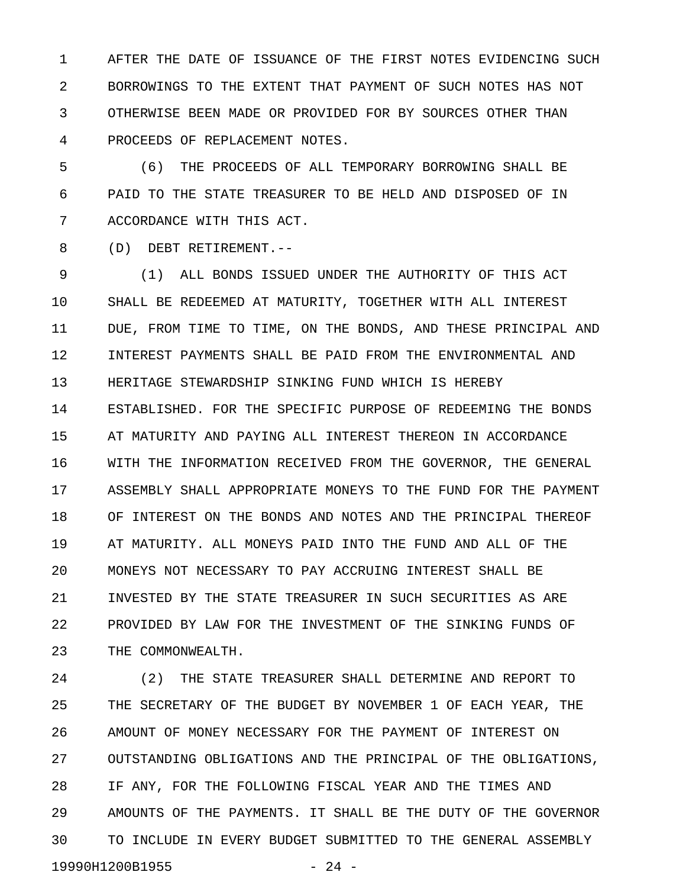AFTER THE DATE OF ISSUANCE OF THE FIRST NOTES EVIDENCING SUCH BORROWINGS TO THE EXTENT THAT PAYMENT OF SUCH NOTES HAS NOT OTHERWISE BEEN MADE OR PROVIDED FOR BY SOURCES OTHER THAN PROCEEDS OF REPLACEMENT NOTES.

(6) THE PROCEEDS OF ALL TEMPORARY BORROWING SHALL BE PAID TO THE STATE TREASURER TO BE HELD AND DISPOSED OF IN ACCORDANCE WITH THIS ACT.

(D) DEBT RETIREMENT.--

(1) ALL BONDS ISSUED UNDER THE AUTHORITY OF THIS ACT SHALL BE REDEEMED AT MATURITY, TOGETHER WITH ALL INTEREST DUE, FROM TIME TO TIME, ON THE BONDS, AND THESE PRINCIPAL AND INTEREST PAYMENTS SHALL BE PAID FROM THE ENVIRONMENTAL AND HERITAGE STEWARDSHIP SINKING FUND WHICH IS HEREBY ESTABLISHED. FOR THE SPECIFIC PURPOSE OF REDEEMING THE BONDS AT MATURITY AND PAYING ALL INTEREST THEREON IN ACCORDANCE WITH THE INFORMATION RECEIVED FROM THE GOVERNOR, THE GENERAL ASSEMBLY SHALL APPROPRIATE MONEYS TO THE FUND FOR THE PAYMENT OF INTEREST ON THE BONDS AND NOTES AND THE PRINCIPAL THEREOF AT MATURITY. ALL MONEYS PAID INTO THE FUND AND ALL OF THE MONEYS NOT NECESSARY TO PAY ACCRUING INTEREST SHALL BE INVESTED BY THE STATE TREASURER IN SUCH SECURITIES AS ARE PROVIDED BY LAW FOR THE INVESTMENT OF THE SINKING FUNDS OF THE COMMONWEALTH.

(2) THE STATE TREASURER SHALL DETERMINE AND REPORT TO THE SECRETARY OF THE BUDGET BY NOVEMBER 1 OF EACH YEAR, THE AMOUNT OF MONEY NECESSARY FOR THE PAYMENT OF INTEREST ON OUTSTANDING OBLIGATIONS AND THE PRINCIPAL OF THE OBLIGATIONS, IF ANY, FOR THE FOLLOWING FISCAL YEAR AND THE TIMES AND AMOUNTS OF THE PAYMENTS. IT SHALL BE THE DUTY OF THE GOVERNOR TO INCLUDE IN EVERY BUDGET SUBMITTED TO THE GENERAL ASSEMBLY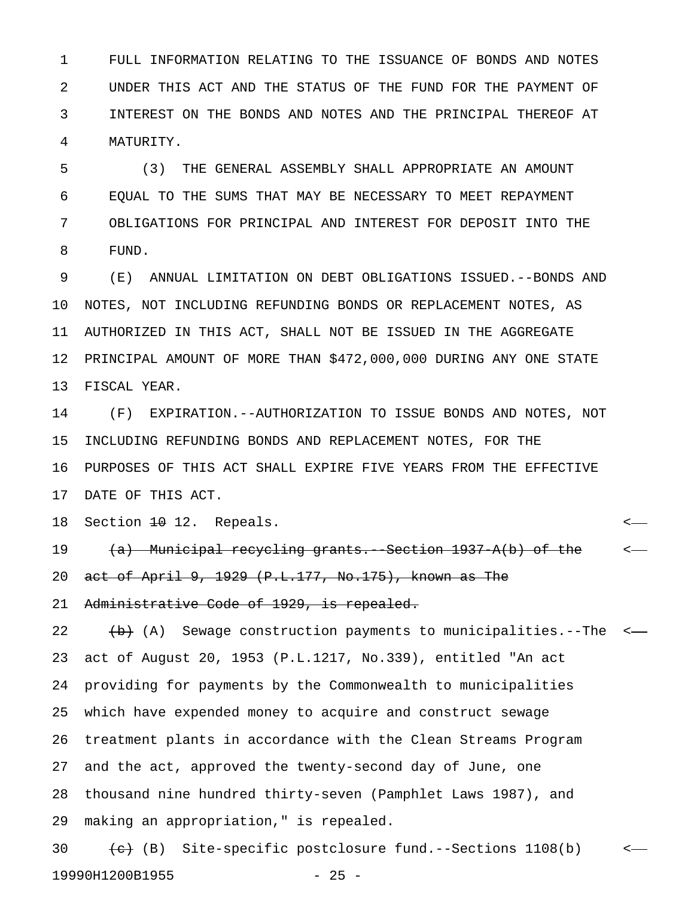FULL INFORMATION RELATING TO THE ISSUANCE OF BONDS AND NOTES UNDER THIS ACT AND THE STATUS OF THE FUND FOR THE PAYMENT OF INTEREST ON THE BONDS AND NOTES AND THE PRINCIPAL THEREOF AT MATURITY.

(3) THE GENERAL ASSEMBLY SHALL APPROPRIATE AN AMOUNT EQUAL TO THE SUMS THAT MAY BE NECESSARY TO MEET REPAYMENT OBLIGATIONS FOR PRINCIPAL AND INTEREST FOR DEPOSIT INTO THE FUND.

(E) ANNUAL LIMITATION ON DEBT OBLIGATIONS ISSUED.--BONDS AND NOTES, NOT INCLUDING REFUNDING BONDS OR REPLACEMENT NOTES, AS AUTHORIZED IN THIS ACT, SHALL NOT BE ISSUED IN THE AGGREGATE PRINCIPAL AMOUNT OF MORE THAN $472,000,000 DURING ANY ONE STATE FISCAL YEAR.

(F) EXPIRATION.--AUTHORIZATION TO ISSUE BONDS AND NOTES, NOT INCLUDING REFUNDING BONDS AND REPLACEMENT NOTES, FOR THE PURPOSES OF THIS ACT SHALL EXPIRE FIVE YEARS FROM THE EFFECTIVE DATE OF THIS ACT.

Section ~~10~~ 12. Repeals.

~~(a) Municipal recycling grants.--Section 1937-A(b) of the act of April 9, 1929 (P.L.177, No.175), known as The Administrative Code of 1929, is repealed.~~

~~(b)~~ (A) Sewage construction payments to municipalities.--The act of August 20, 1953 (P.L.1217, No.339), entitled "An act providing for payments by the Commonwealth to municipalities which have expended money to acquire and construct sewage treatment plants in accordance with the Clean Streams Program and the act, approved the twenty-second day of June, one thousand nine hundred thirty-seven (Pamphlet Laws 1987), and making an appropriation," is repealed.

~~(c)~~ (B) Site-specific postclosure fund.--Sections 1108(b)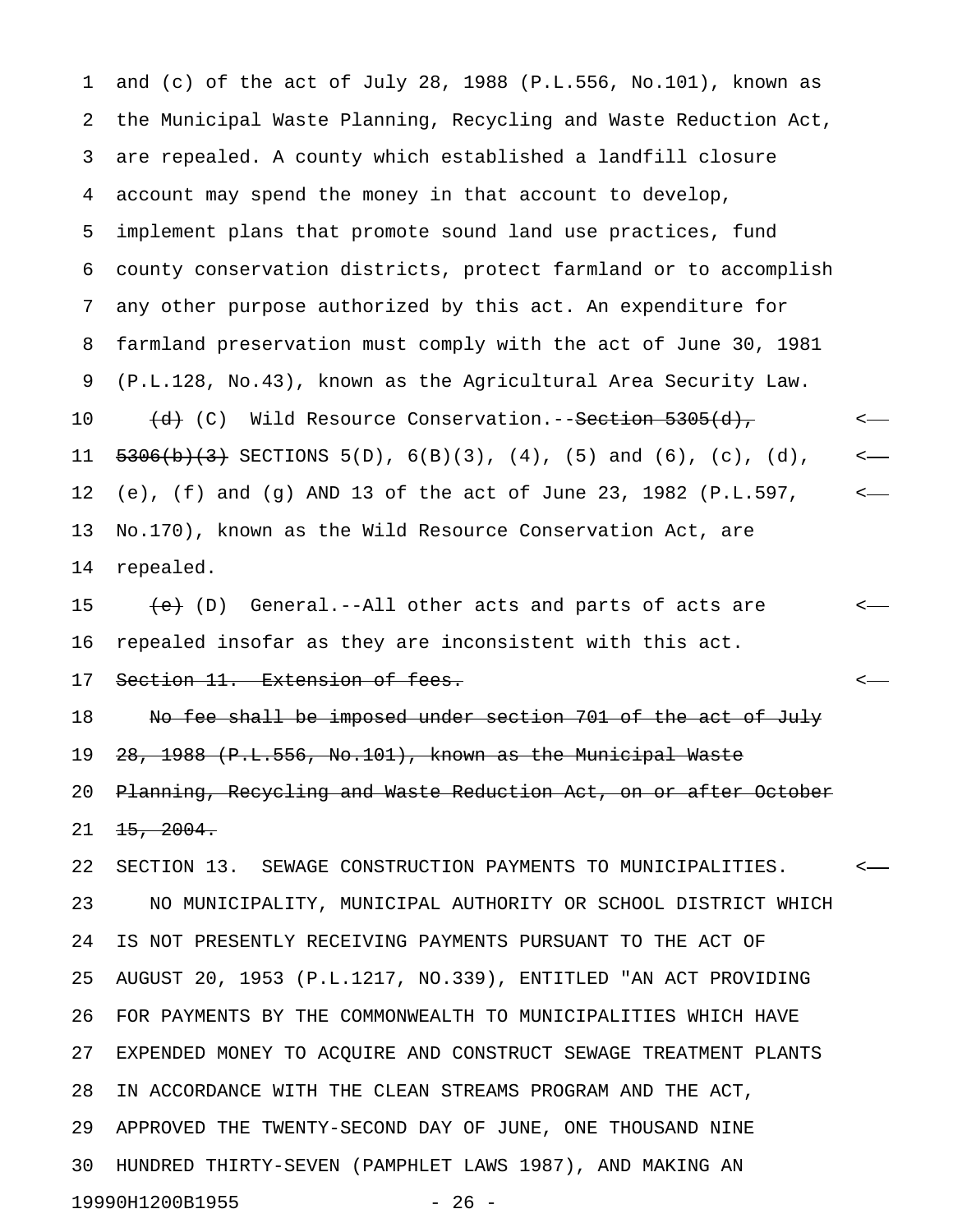and (c) of the act of July 28, 1988 (P.L.556, No.101), known as the Municipal Waste Planning, Recycling and Waste Reduction Act, are repealed. A county which established a landfill closure account may spend the money in that account to develop, implement plans that promote sound land use practices, fund county conservation districts, protect farmland or to accomplish any other purpose authorized by this act. An expenditure for farmland preservation must comply with the act of June 30, 1981 (P.L.128, No.43), known as the Agricultural Area Security Law.

~~(d)~~ (C) Wild Resource Conservation.--~~Section 5305(d), 5306(b)(3)~~ SECTIONS 5(D), 6(B)(3), (4), (5) and (6), (c), (d), (e), (f) and (g) AND 13 of the act of June 23, 1982 (P.L.597, No.170), known as the Wild Resource Conservation Act, are repealed.

~~(e)~~ (D) General.--All other acts and parts of acts are repealed insofar as they are inconsistent with this act.

~~Section 11. Extension of fees.~~

~~No fee shall be imposed under section 701 of the act of July 28, 1988 (P.L.556, No.101), known as the Municipal Waste Planning, Recycling and Waste Reduction Act, on or after October 15, 2004.~~

SECTION 13. SEWAGE CONSTRUCTION PAYMENTS TO MUNICIPALITIES.

NO MUNICIPALITY, MUNICIPAL AUTHORITY OR SCHOOL DISTRICT WHICH IS NOT PRESENTLY RECEIVING PAYMENTS PURSUANT TO THE ACT OF AUGUST 20, 1953 (P.L.1217, NO.339), ENTITLED "AN ACT PROVIDING FOR PAYMENTS BY THE COMMONWEALTH TO MUNICIPALITIES WHICH HAVE EXPENDED MONEY TO ACQUIRE AND CONSTRUCT SEWAGE TREATMENT PLANTS IN ACCORDANCE WITH THE CLEAN STREAMS PROGRAM AND THE ACT, APPROVED THE TWENTY-SECOND DAY OF JUNE, ONE THOUSAND NINE HUNDRED THIRTY-SEVEN (PAMPHLET LAWS 1987), AND MAKING AN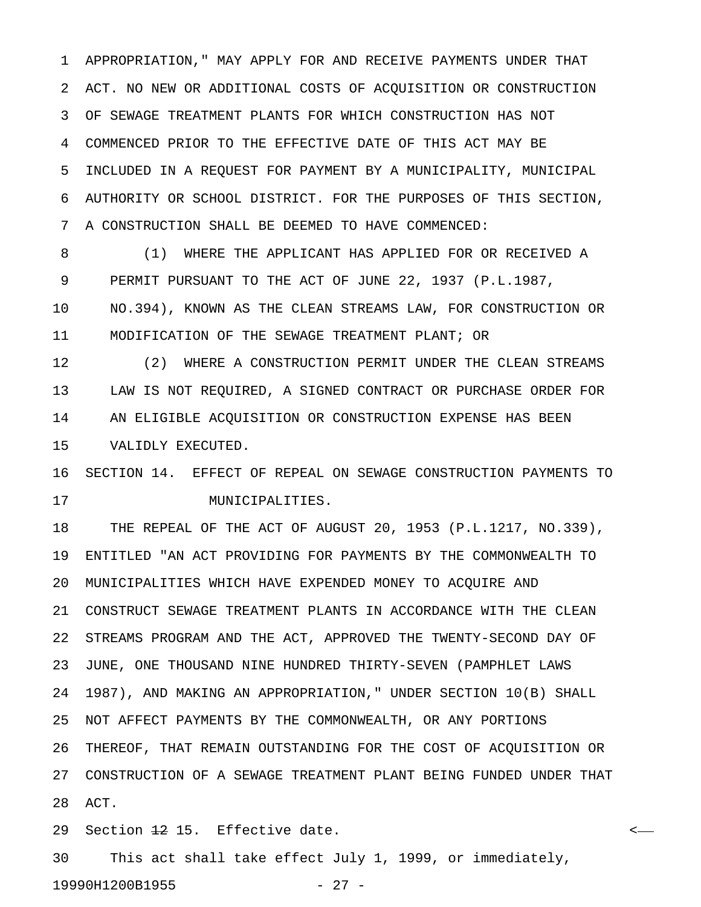APPROPRIATION," MAY APPLY FOR AND RECEIVE PAYMENTS UNDER THAT ACT. NO NEW OR ADDITIONAL COSTS OF ACQUISITION OR CONSTRUCTION OF SEWAGE TREATMENT PLANTS FOR WHICH CONSTRUCTION HAS NOT COMMENCED PRIOR TO THE EFFECTIVE DATE OF THIS ACT MAY BE INCLUDED IN A REQUEST FOR PAYMENT BY A MUNICIPALITY, MUNICIPAL AUTHORITY OR SCHOOL DISTRICT. FOR THE PURPOSES OF THIS SECTION, A CONSTRUCTION SHALL BE DEEMED TO HAVE COMMENCED:

(1) WHERE THE APPLICANT HAS APPLIED FOR OR RECEIVED A PERMIT PURSUANT TO THE ACT OF JUNE 22, 1937 (P.L.1987, NO.394), KNOWN AS THE CLEAN STREAMS LAW, FOR CONSTRUCTION OR MODIFICATION OF THE SEWAGE TREATMENT PLANT; OR

(2) WHERE A CONSTRUCTION PERMIT UNDER THE CLEAN STREAMS LAW IS NOT REQUIRED, A SIGNED CONTRACT OR PURCHASE ORDER FOR AN ELIGIBLE ACQUISITION OR CONSTRUCTION EXPENSE HAS BEEN VALIDLY EXECUTED.

SECTION 14. EFFECT OF REPEAL ON SEWAGE CONSTRUCTION PAYMENTS TO MUNICIPALITIES.

THE REPEAL OF THE ACT OF AUGUST 20, 1953 (P.L.1217, NO.339), ENTITLED "AN ACT PROVIDING FOR PAYMENTS BY THE COMMONWEALTH TO MUNICIPALITIES WHICH HAVE EXPENDED MONEY TO ACQUIRE AND CONSTRUCT SEWAGE TREATMENT PLANTS IN ACCORDANCE WITH THE CLEAN STREAMS PROGRAM AND THE ACT, APPROVED THE TWENTY-SECOND DAY OF JUNE, ONE THOUSAND NINE HUNDRED THIRTY-SEVEN (PAMPHLET LAWS 1987), AND MAKING AN APPROPRIATION," UNDER SECTION 10(B) SHALL NOT AFFECT PAYMENTS BY THE COMMONWEALTH, OR ANY PORTIONS THEREOF, THAT REMAIN OUTSTANDING FOR THE COST OF ACQUISITION OR CONSTRUCTION OF A SEWAGE TREATMENT PLANT BEING FUNDED UNDER THAT ACT.

Section ~~12~~ 15. Effective date.

This act shall take effect July 1, 1999, or immediately,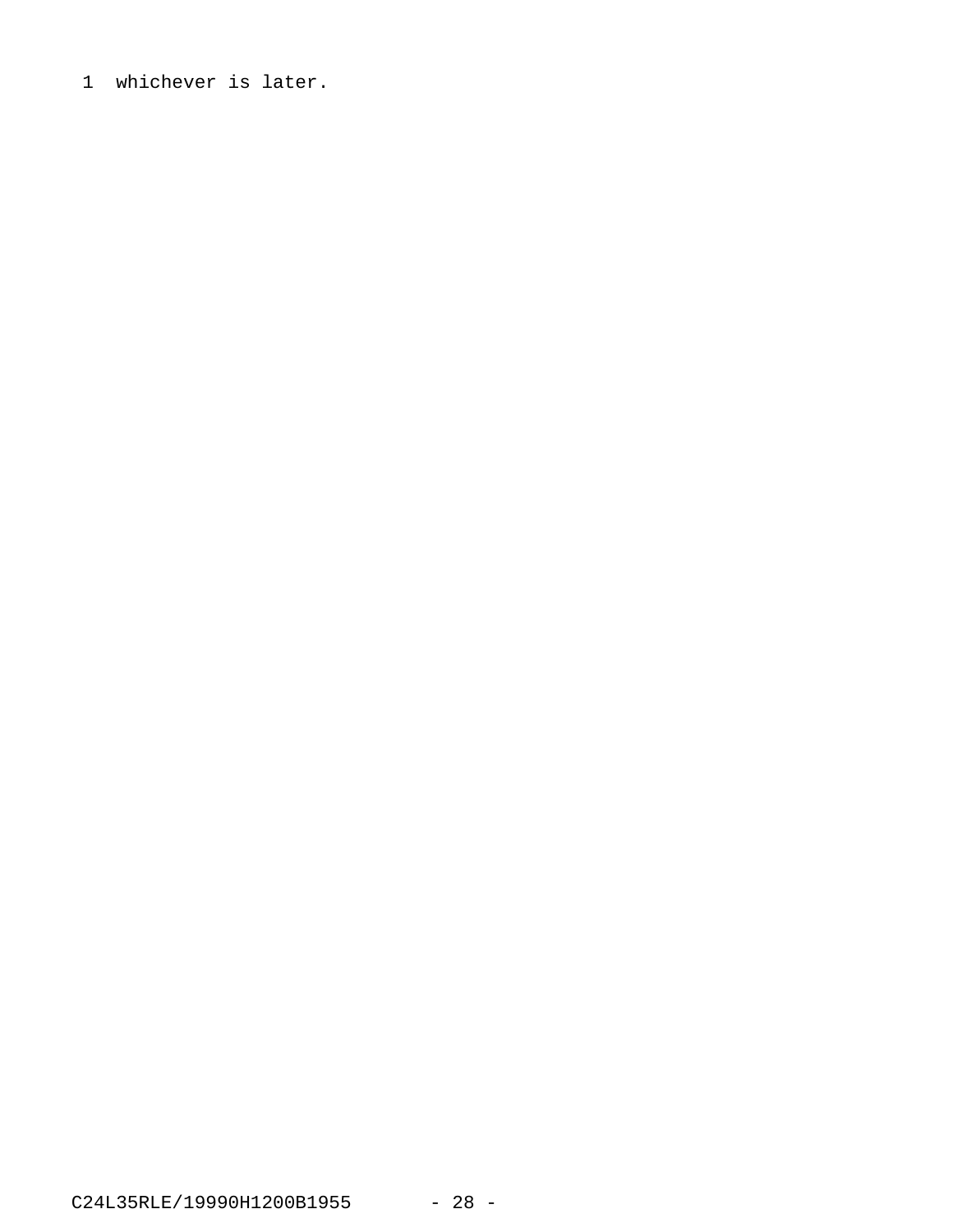whichever is later.